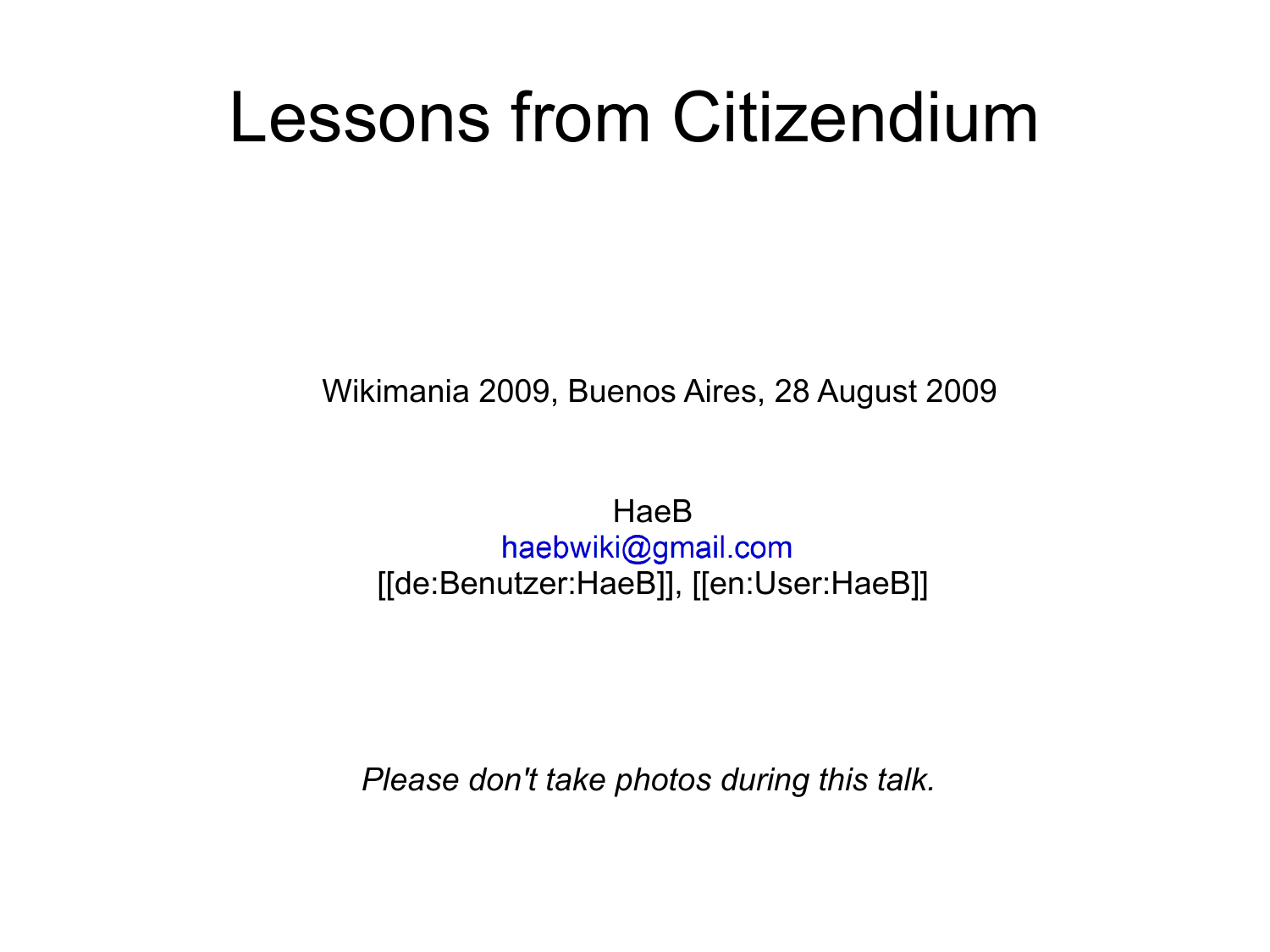# Lessons from Citizendium

Wikimania 2009, Buenos Aires, 28 August 2009

HaeB
haebwiki@gmail.com
[[de:Benutzer:HaeB]], [[en:User:HaeB]]

*Please don't take photos during this talk.*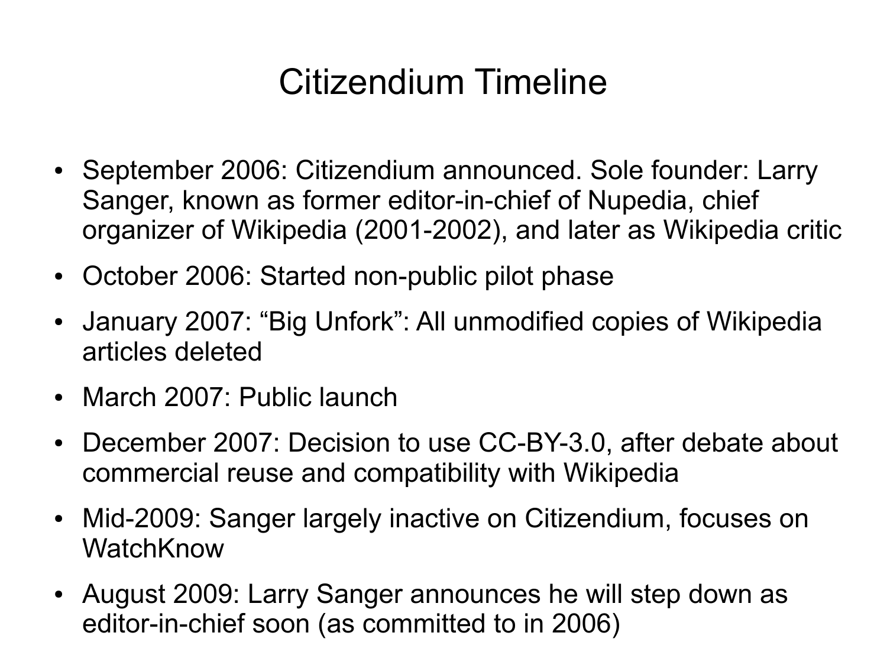# Citizendium Timeline

- September 2006: Citizendium announced. Sole founder: Larry Sanger, known as former editor-in-chief of Nupedia, chief organizer of Wikipedia (2001-2002), and later as Wikipedia critic
- October 2006: Started non-public pilot phase
- January 2007: "Big Unfork": All unmodified copies of Wikipedia articles deleted
- March 2007: Public launch
- December 2007: Decision to use CC-BY-3.0, after debate about commercial reuse and compatibility with Wikipedia
- Mid-2009: Sanger largely inactive on Citizendium, focuses on WatchKnow
- August 2009: Larry Sanger announces he will step down as editor-in-chief soon (as committed to in 2006)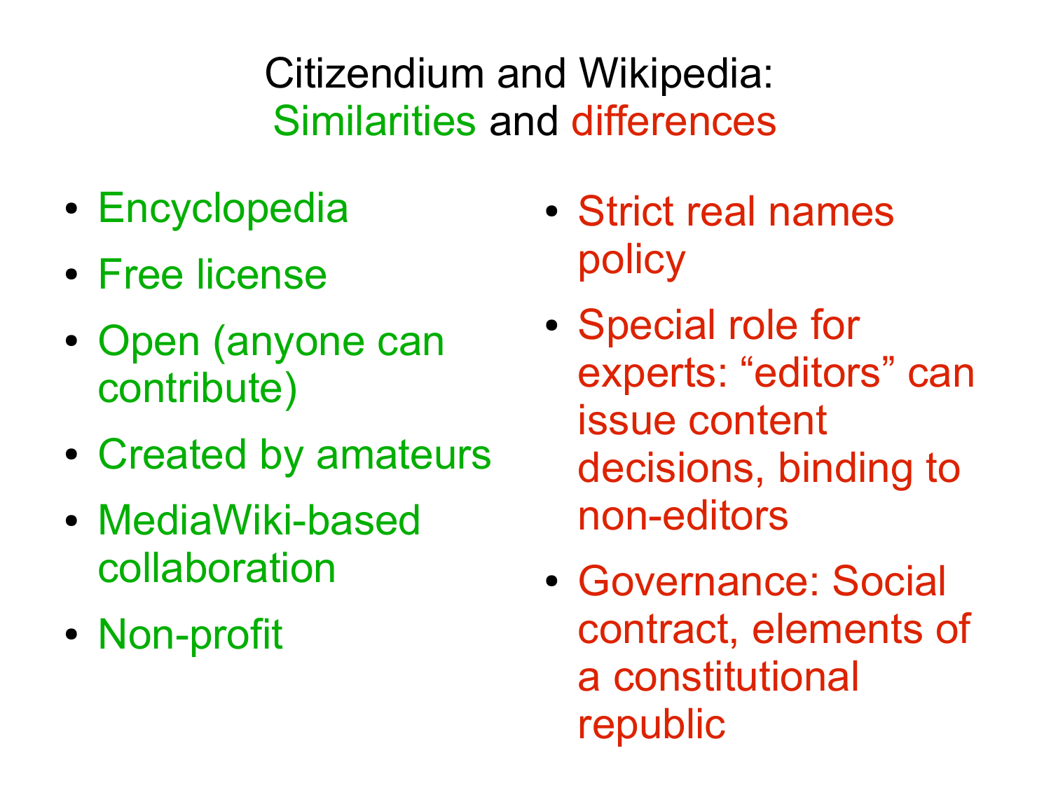# Citizendium and Wikipedia: Similarities and differences

- Encyclopedia
- Free license
- Open (anyone can contribute)
- Created by amateurs
- MediaWiki-based collaboration
- Non-profit

- Strict real names policy
- Special role for experts: “editors” can issue content decisions, binding to non-editors
- Governance: Social contract, elements of a constitutional republic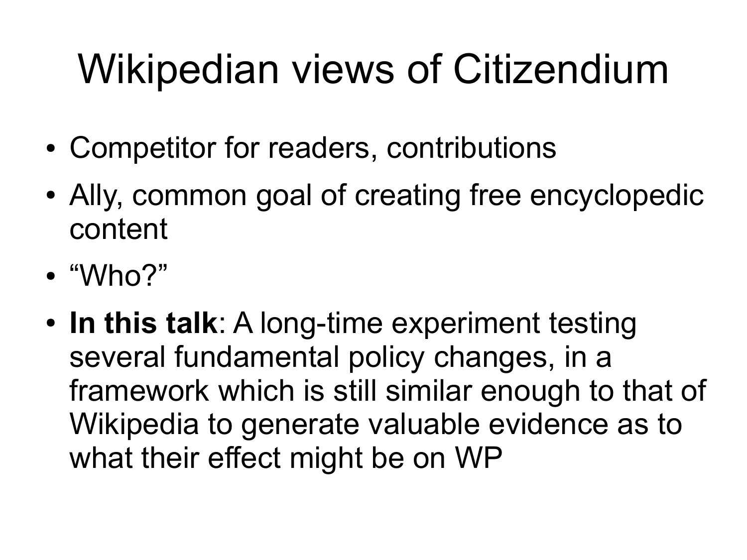# Wikipedian views of Citizendium

- Competitor for readers, contributions
- Ally, common goal of creating free encyclopedic content
- “Who?”
- **In this talk**: A long-time experiment testing several fundamental policy changes, in a framework which is still similar enough to that of Wikipedia to generate valuable evidence as to what their effect might be on WP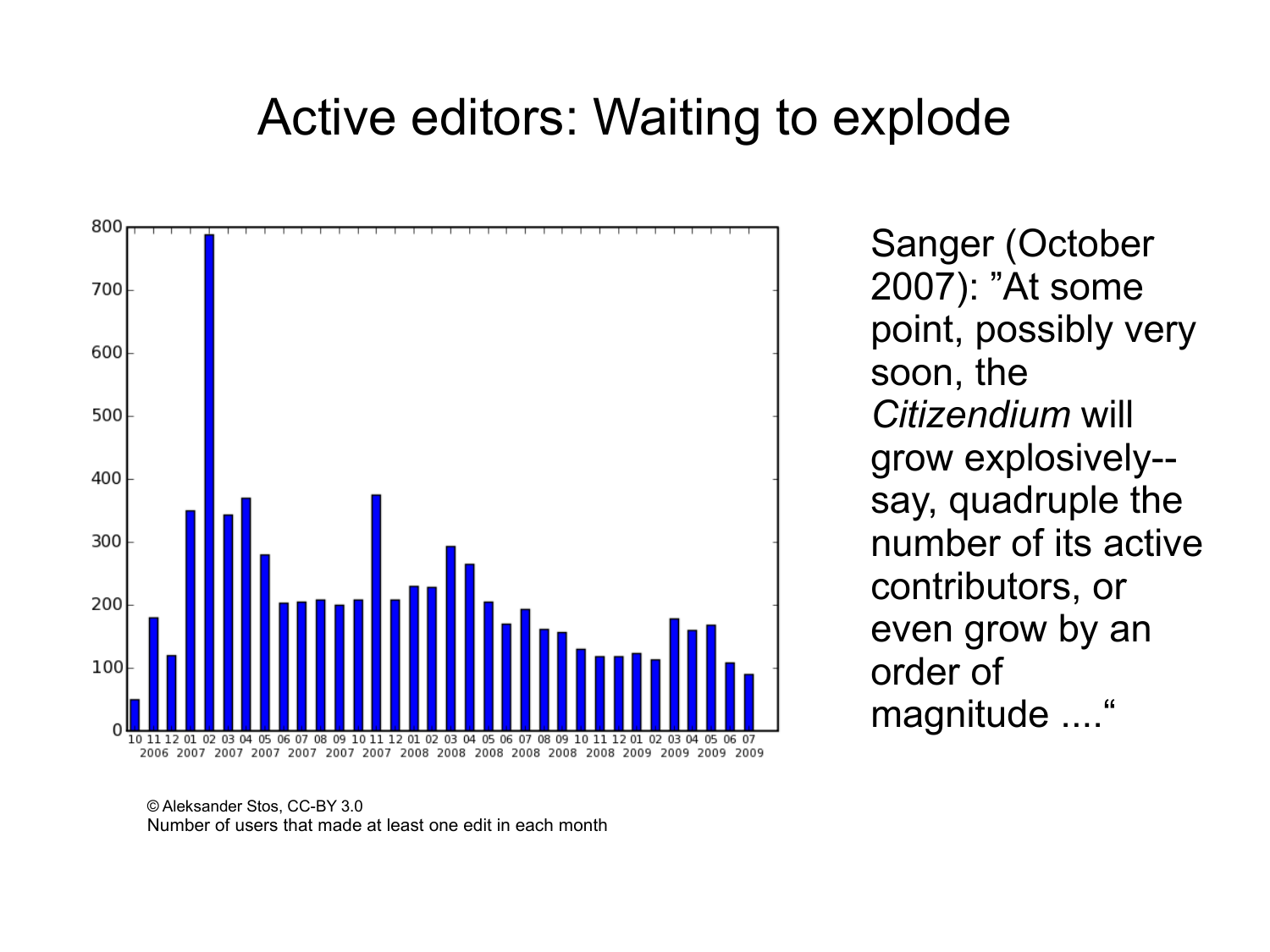# Active editors: Waiting to explode

Sanger (October 2007): "At some point, possibly very soon, the *Citizendium* will grow explosively--say, quadruple the number of its active contributors, or even grow by an order of magnitude ...."

© Aleksander Stos, CC-BY 3.0
Number of users that made at least one edit in each month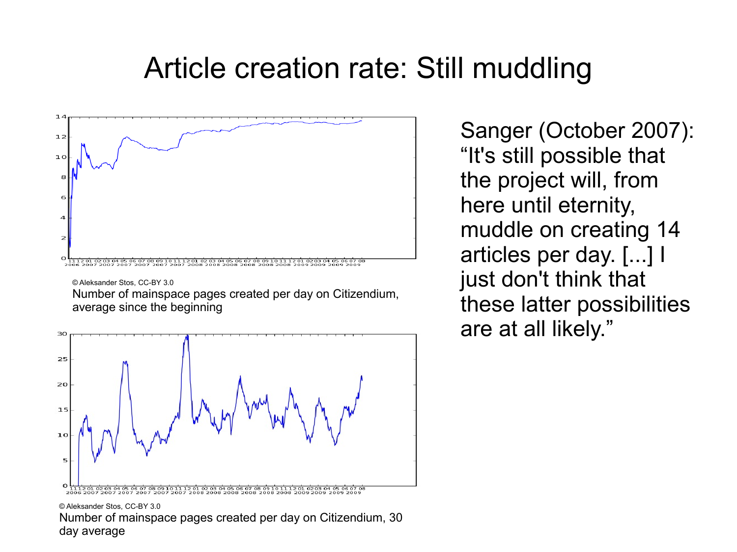# Article creation rate: Still muddling

© Aleksander Stos, CC-BY 3.0
Number of mainspace pages created per day on Citizendium, average since the beginning

© Aleksander Stos, CC-BY 3.0
Number of mainspace pages created per day on Citizendium, 30 day average

Sanger (October 2007): “It's still possible that the project will, from here until eternity, muddle on creating 14 articles per day. [...] I just don't think that these latter possibilities are at all likely.”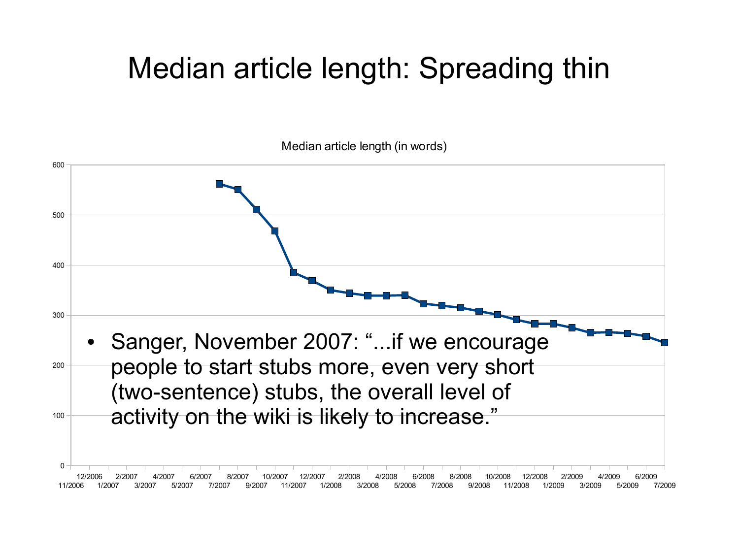# Median article length: Spreading thin

Median article length (in words)

- Sanger, November 2007: "...if we encourage people to start stubs more, even very short (two-sentence) stubs, the overall level of activity on the wiki is likely to increase."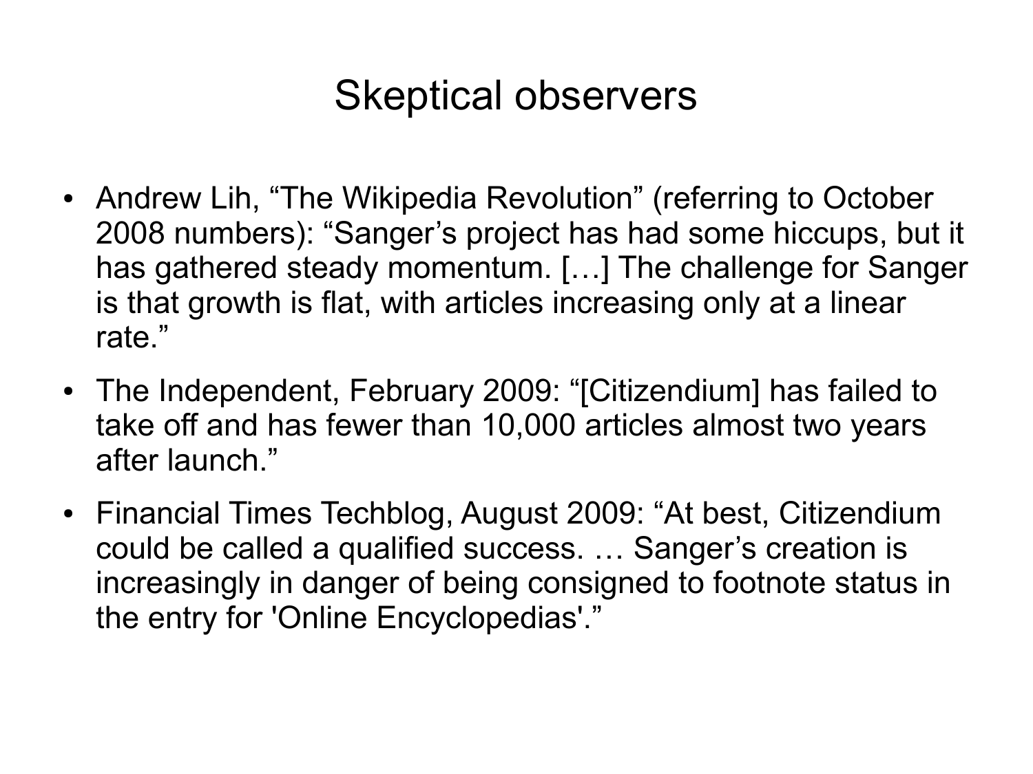# Skeptical observers

- Andrew Lih, “The Wikipedia Revolution” (referring to October 2008 numbers): “Sanger’s project has had some hiccups, but it has gathered steady momentum. […] The challenge for Sanger is that growth is flat, with articles increasing only at a linear rate.”
- The Independent, February 2009: “[Citizendium] has failed to take off and has fewer than 10,000 articles almost two years after launch.”
- Financial Times Techblog, August 2009: “At best, Citizendium could be called a qualified success. … Sanger’s creation is increasingly in danger of being consigned to footnote status in the entry for 'Online Encyclopedias'.”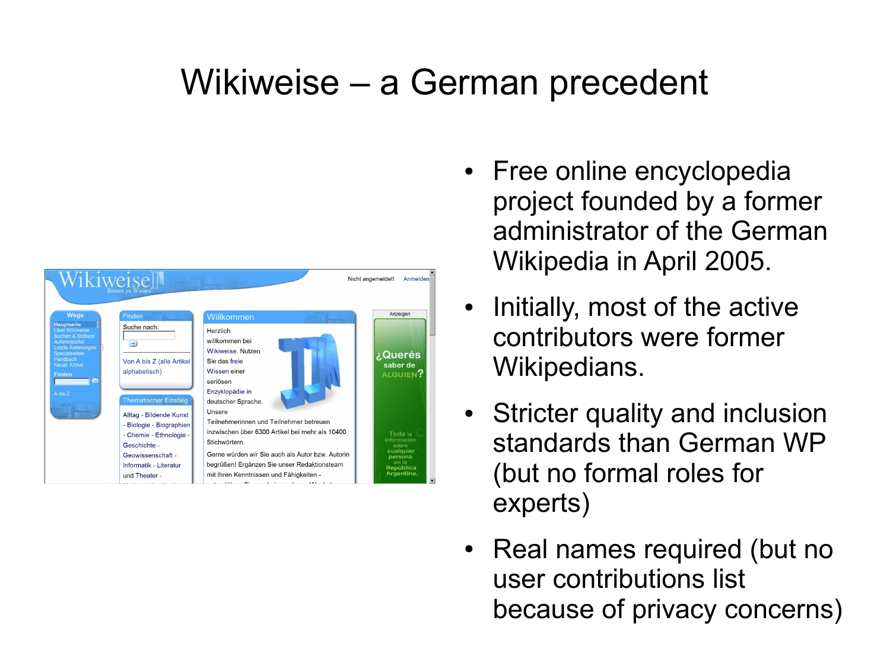# Wikiweise – a German precedent

- Free online encyclopedia project founded by a former administrator of the German Wikipedia in April 2005.
- Initially, most of the active contributors were former Wikipedians.
- Stricter quality and inclusion standards than German WP (but no formal roles for experts)
- Real names required (but no user contributions list because of privacy concerns)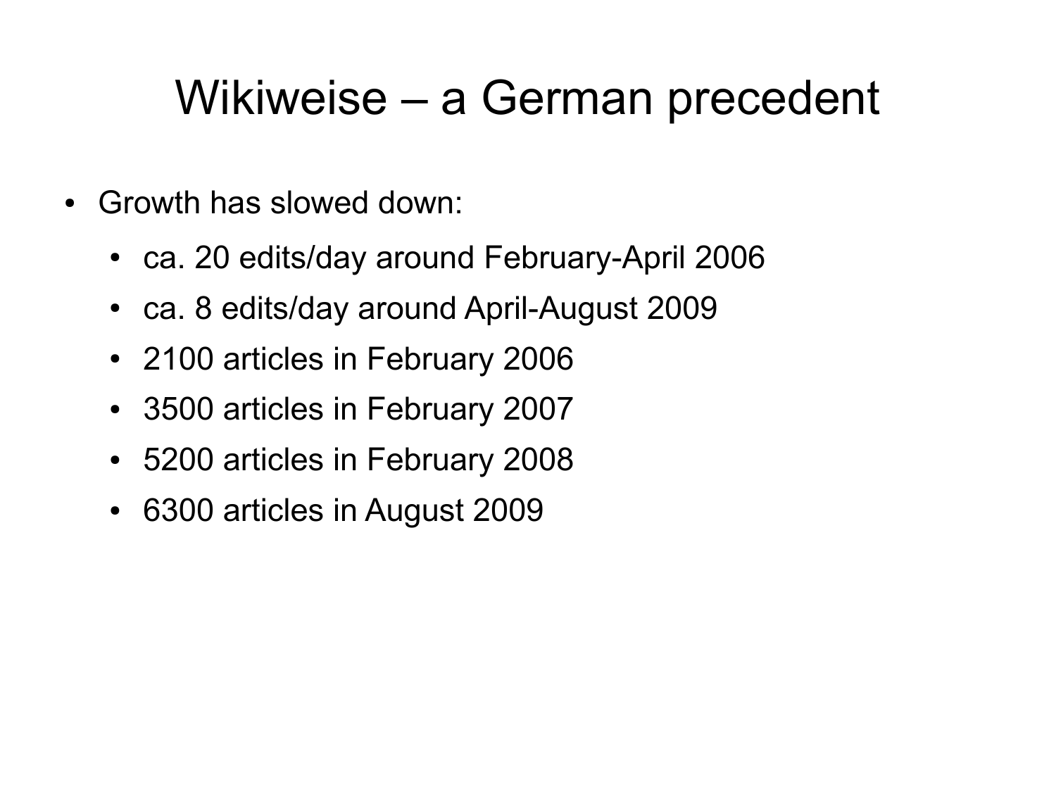# Wikiweise – a German precedent

- Growth has slowed down:
  - ca. 20 edits/day around February-April 2006
  - ca. 8 edits/day around April-August 2009
  - 2100 articles in February 2006
  - 3500 articles in February 2007
  - 5200 articles in February 2008
  - 6300 articles in August 2009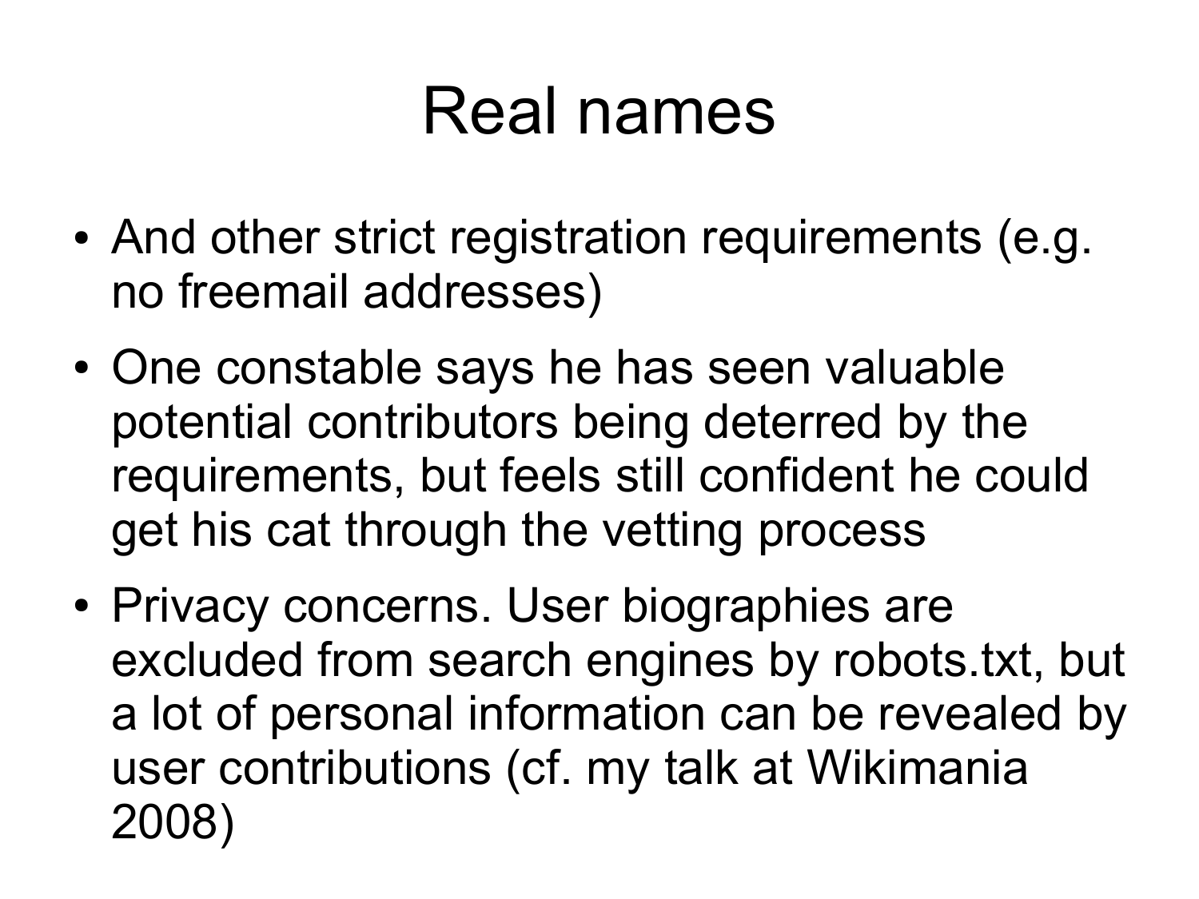# Real names

- And other strict registration requirements (e.g. no freemail addresses)
- One constable says he has seen valuable potential contributors being deterred by the requirements, but feels still confident he could get his cat through the vetting process
- Privacy concerns. User biographies are excluded from search engines by robots.txt, but a lot of personal information can be revealed by user contributions (cf. my talk at Wikimania 2008)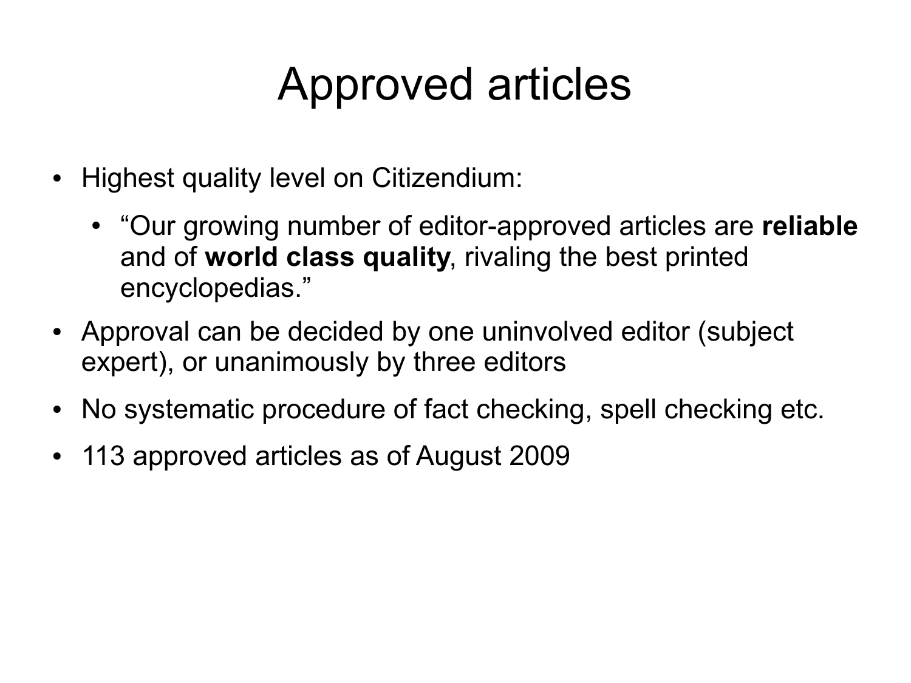# Approved articles

- Highest quality level on Citizendium:
  - “Our growing number of editor-approved articles are **reliable** and of **world class quality**, rivaling the best printed encyclopedias.”
- Approval can be decided by one uninvolved editor (subject expert), or unanimously by three editors
- No systematic procedure of fact checking, spell checking etc.
- 113 approved articles as of August 2009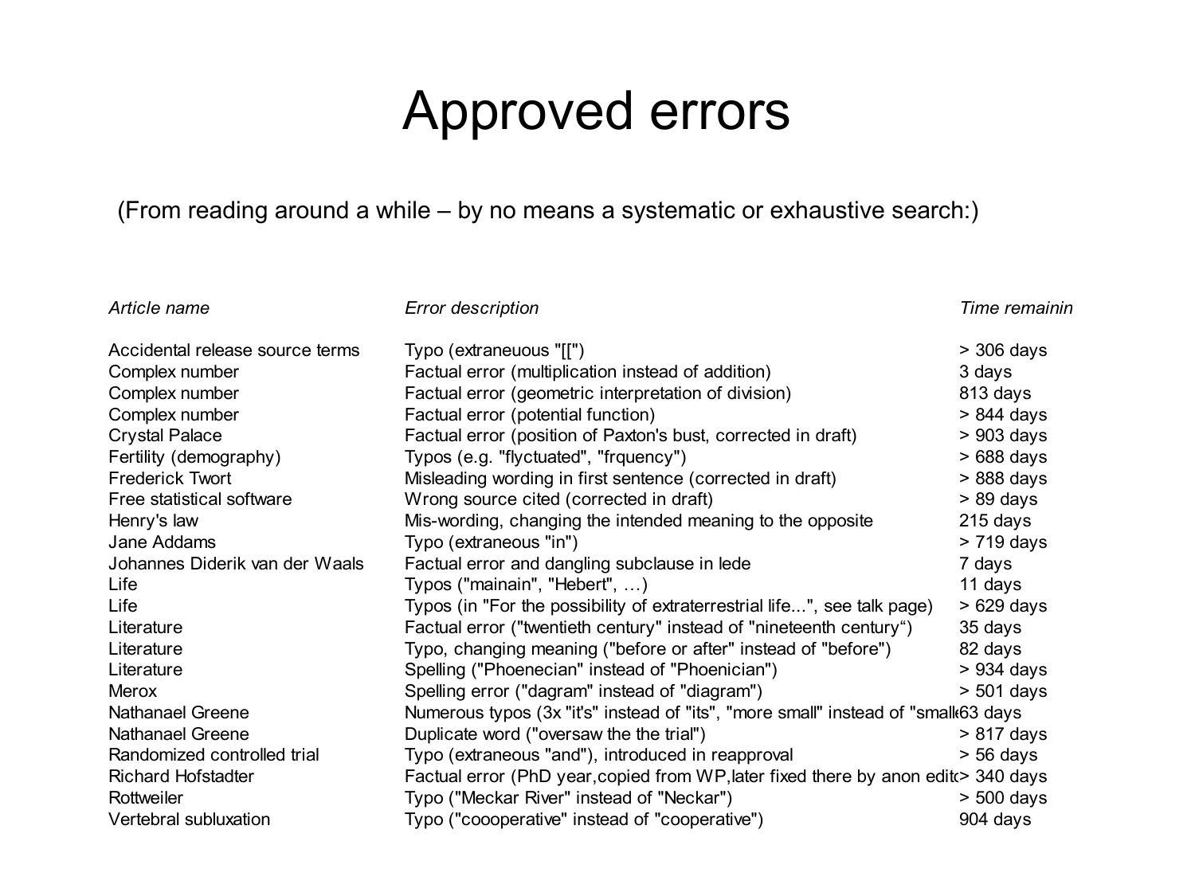# Approved errors

(From reading around a while – by no means a systematic or exhaustive search:)

| *Article name* | *Error description* | *Time remainin* |
|---|---|---|
| Accidental release source terms | Typo (extraneuous "[[") | > 306 days |
| Complex number | Factual error (multiplication instead of addition) | 3 days |
| Complex number | Factual error (geometric interpretation of division) | 813 days |
| Complex number | Factual error (potential function) | > 844 days |
| Crystal Palace | Factual error (position of Paxton's bust, corrected in draft) | > 903 days |
| Fertility (demography) | Typos (e.g. "flyctuated", "frquency") | > 688 days |
| Frederick Twort | Misleading wording in first sentence (corrected in draft) | > 888 days |
| Free statistical software | Wrong source cited (corrected in draft) | > 89 days |
| Henry's law | Mis-wording, changing the intended meaning to the opposite | 215 days |
| Jane Addams | Typo (extraneous "in") | > 719 days |
| Johannes Diderik van der Waals | Factual error and dangling subclause in lede | 7 days |
| Life | Typos ("mainain", "Hebert", …) | 11 days |
| Life | Typos (in "For the possibility of extraterrestrial life...", see talk page) | > 629 days |
| Literature | Factual error ("twentieth century" instead of "nineteenth century") | 35 days |
| Literature | Typo, changing meaning ("before or after" instead of "before") | 82 days |
| Literature | Spelling ("Phoenecian" instead of "Phoenician") | > 934 days |
| Merox | Spelling error ("dagram" instead of "diagram") | > 501 days |
| Nathanael Greene | Numerous typos (3x "it's" instead of "its", "more small" instead of "small | 63 days |
| Nathanael Greene | Duplicate word ("oversaw the the trial") | > 817 days |
| Randomized controlled trial | Typo (extraneous "and"), introduced in reapproval | > 56 days |
| Richard Hofstadter | Factual error (PhD year,copied from WP,later fixed there by anon edit | > 340 days |
| Rottweiler | Typo ("Meckar River" instead of "Neckar") | > 500 days |
| Vertebral subluxation | Typo ("coooperative" instead of "cooperative") | 904 days |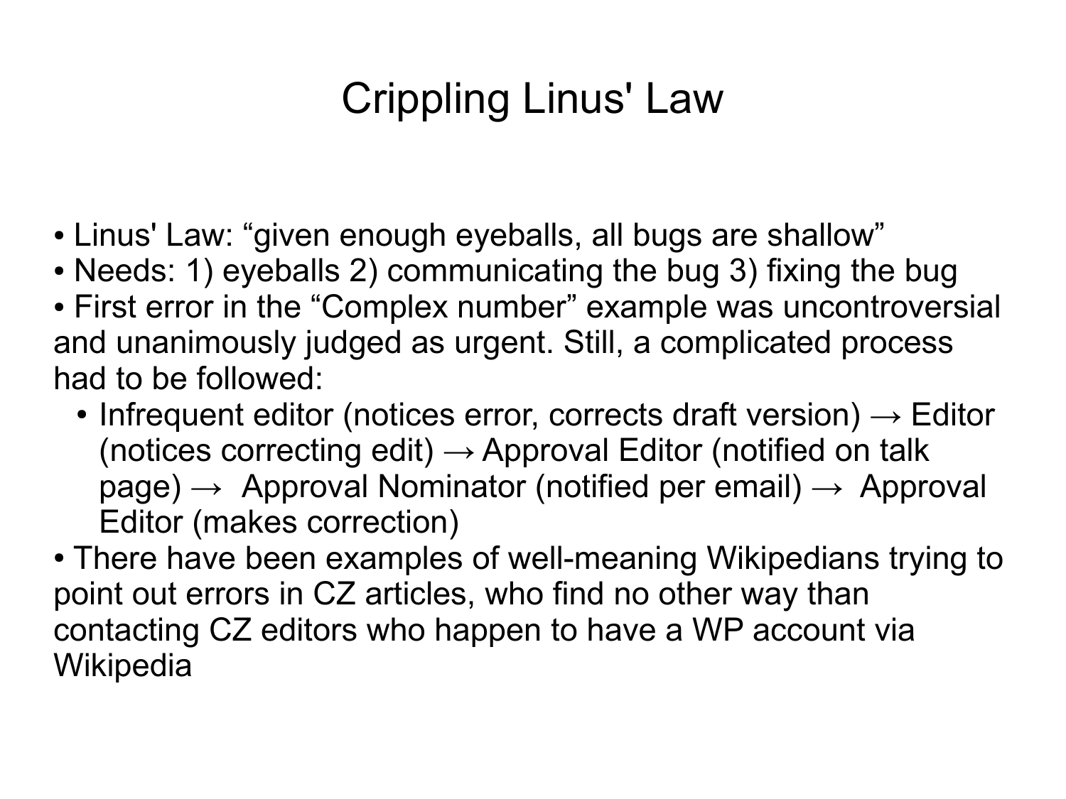# Crippling Linus' Law

- Linus' Law: “given enough eyeballs, all bugs are shallow”
- Needs: 1) eyeballs 2) communicating the bug 3) fixing the bug
- First error in the “Complex number” example was uncontroversial and unanimously judged as urgent. Still, a complicated process had to be followed:
  - Infrequent editor (notices error, corrects draft version) → Editor (notices correcting edit) → Approval Editor (notified on talk page) → Approval Nominator (notified per email) → Approval Editor (makes correction)
- There have been examples of well-meaning Wikipedians trying to point out errors in CZ articles, who find no other way than contacting CZ editors who happen to have a WP account via Wikipedia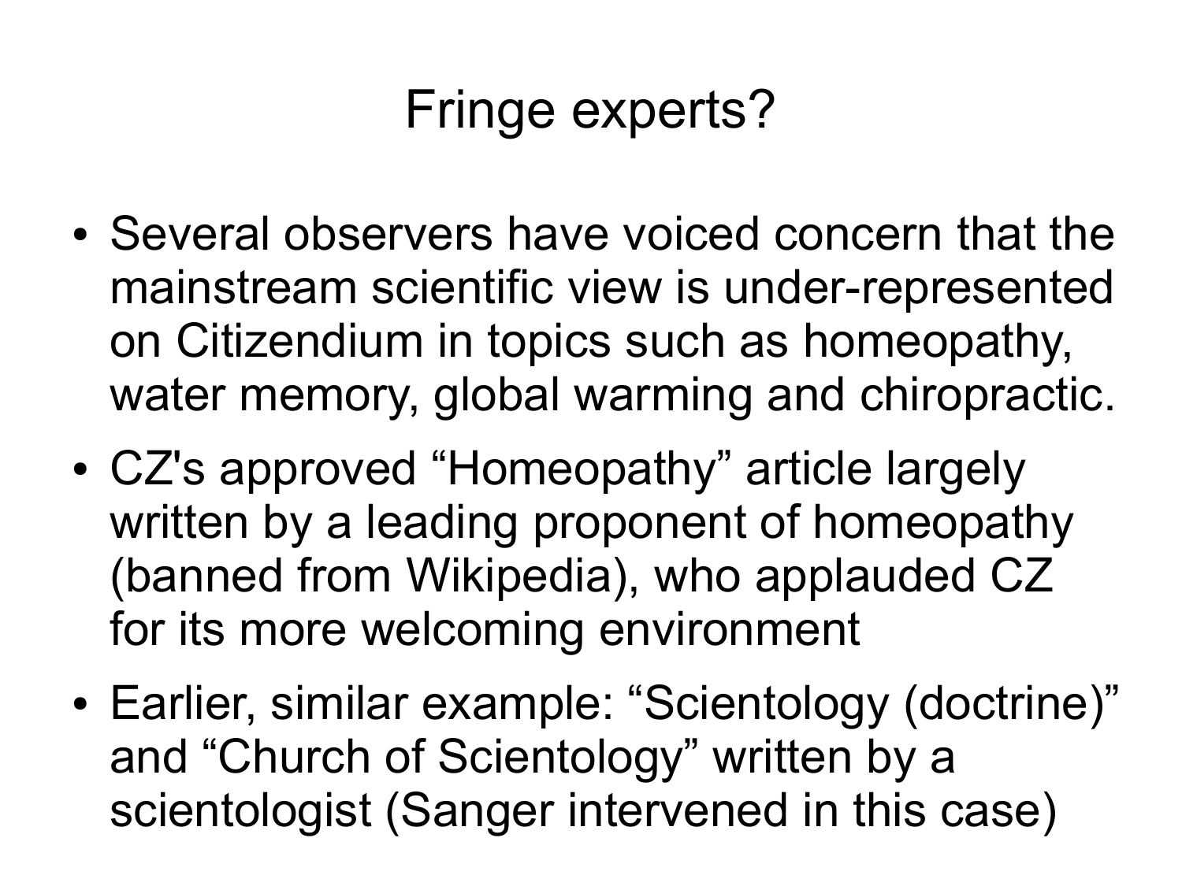# Fringe experts?

- Several observers have voiced concern that the mainstream scientific view is under-represented on Citizendium in topics such as homeopathy, water memory, global warming and chiropractic.
- CZ's approved "Homeopathy" article largely written by a leading proponent of homeopathy (banned from Wikipedia), who applauded CZ for its more welcoming environment
- Earlier, similar example: "Scientology (doctrine)" and "Church of Scientology" written by a scientologist (Sanger intervened in this case)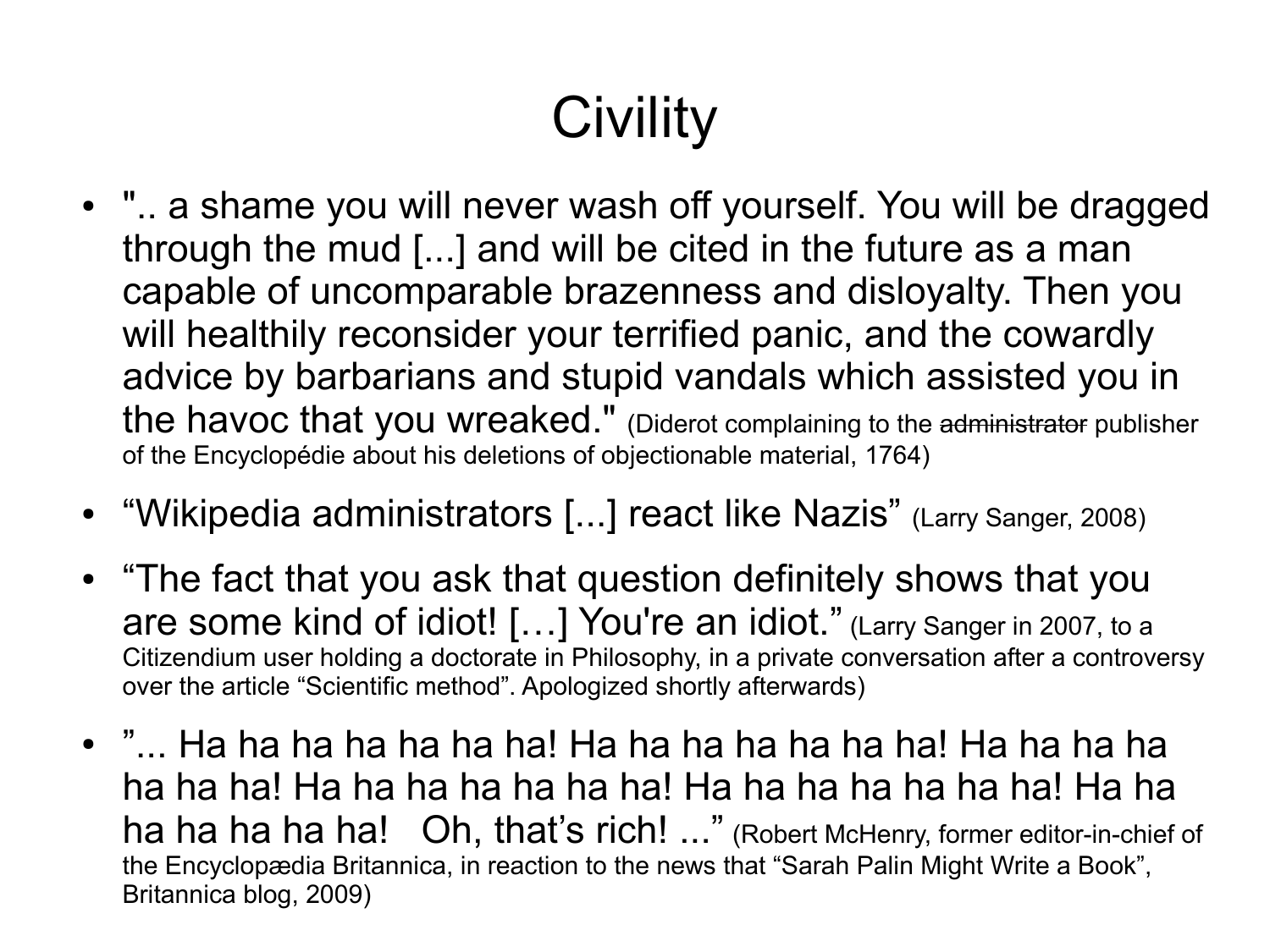# Civility

- ".. a shame you will never wash off yourself. You will be dragged through the mud [...] and will be cited in the future as a man capable of uncomparable brazenness and disloyalty. Then you will healthily reconsider your terrified panic, and the cowardly advice by barbarians and stupid vandals which assisted you in the havoc that you wreaked." (Diderot complaining to the ~~administrator~~ publisher of the Encyclopédie about his deletions of objectionable material, 1764)
- “Wikipedia administrators [...] react like Nazis” (Larry Sanger, 2008)
- “The fact that you ask that question definitely shows that you are some kind of idiot! […] You're an idiot.” (Larry Sanger in 2007, to a Citizendium user holding a doctorate in Philosophy, in a private conversation after a controversy over the article “Scientific method”. Apologized shortly afterwards)
- ”... Ha ha ha ha ha ha ha! Ha ha ha ha ha ha ha! Ha ha ha ha ha ha ha! Ha ha ha ha ha ha ha! Ha ha ha ha ha ha ha! Ha ha ha ha ha ha ha! Oh, that’s rich! ...” (Robert McHenry, former editor-in-chief of the Encyclopædia Britannica, in reaction to the news that “Sarah Palin Might Write a Book”, Britannica blog, 2009)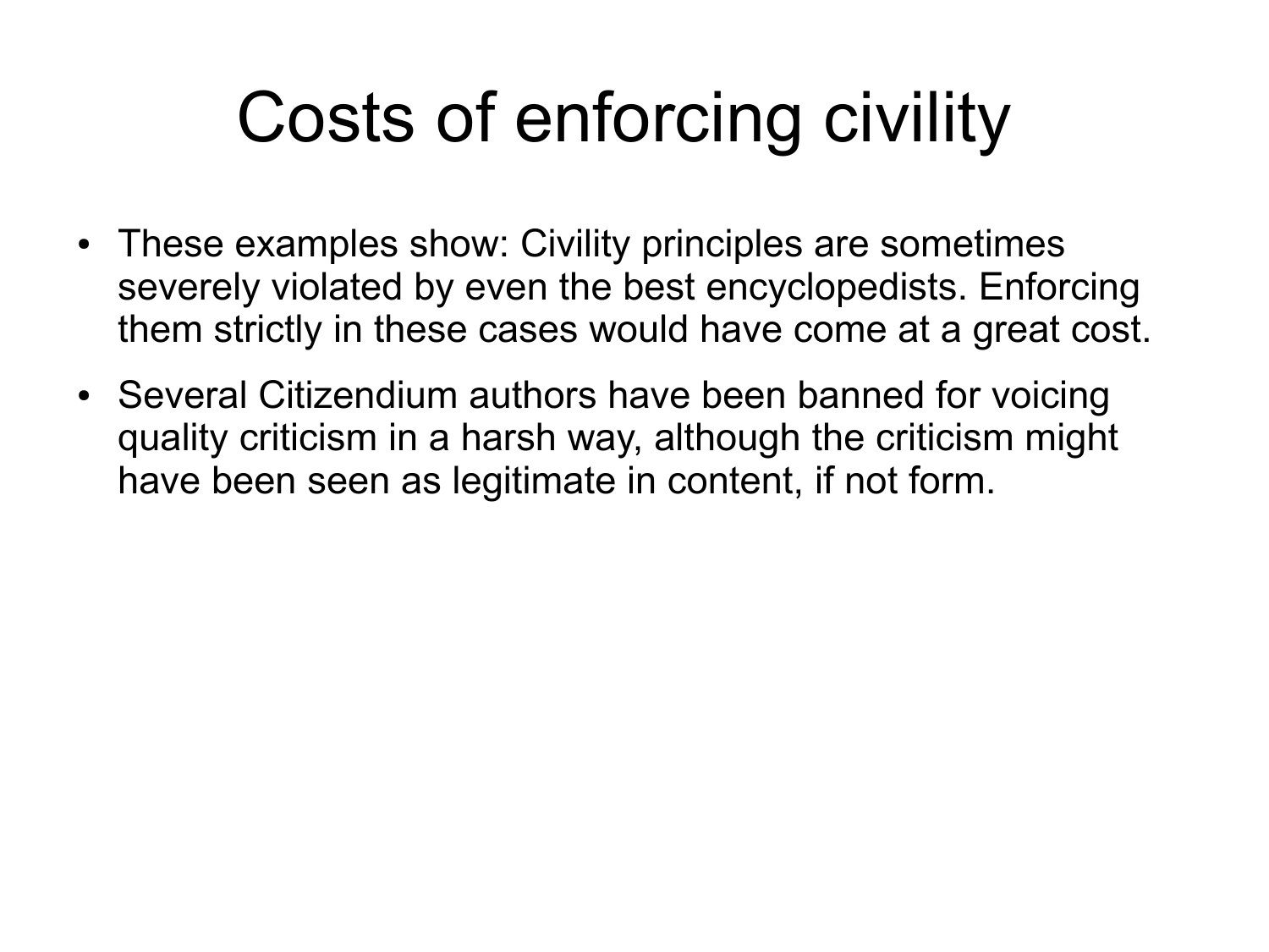# Costs of enforcing civility

- These examples show: Civility principles are sometimes severely violated by even the best encyclopedists. Enforcing them strictly in these cases would have come at a great cost.
- Several Citizendium authors have been banned for voicing quality criticism in a harsh way, although the criticism might have been seen as legitimate in content, if not form.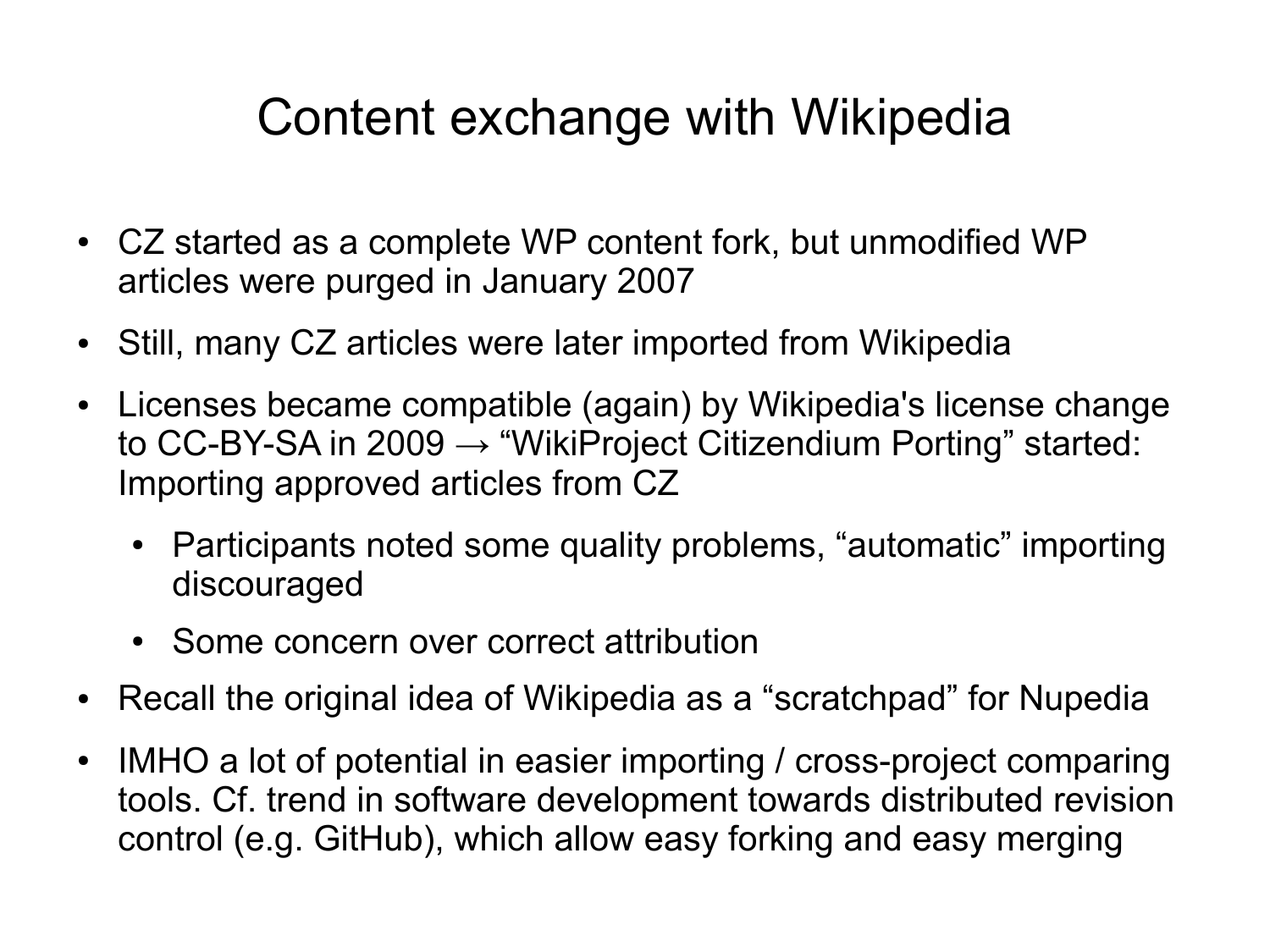# Content exchange with Wikipedia

- CZ started as a complete WP content fork, but unmodified WP articles were purged in January 2007
- Still, many CZ articles were later imported from Wikipedia
- Licenses became compatible (again) by Wikipedia's license change to CC-BY-SA in 2009 → "WikiProject Citizendium Porting" started: Importing approved articles from CZ
  - Participants noted some quality problems, "automatic" importing discouraged
  - Some concern over correct attribution
- Recall the original idea of Wikipedia as a "scratchpad" for Nupedia
- IMHO a lot of potential in easier importing / cross-project comparing tools. Cf. trend in software development towards distributed revision control (e.g. GitHub), which allow easy forking and easy merging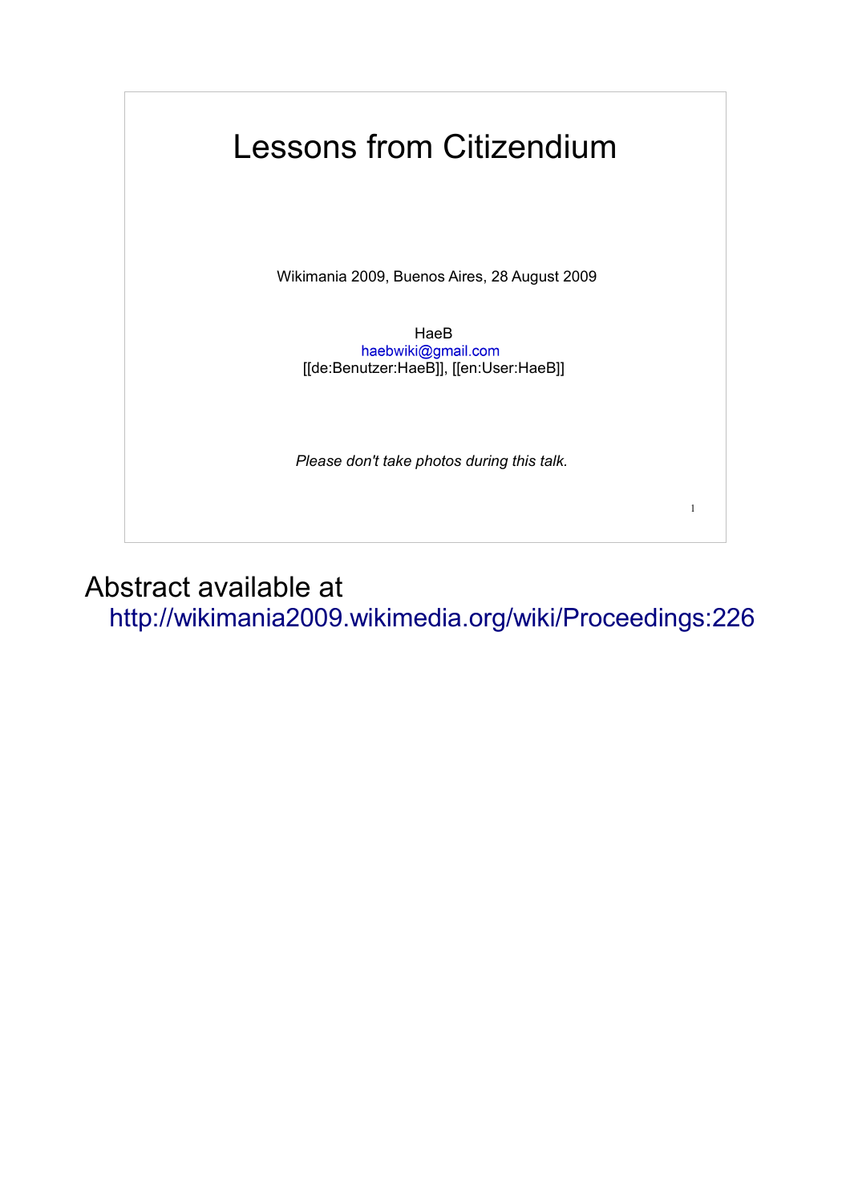# Lessons from Citizendium

Wikimania 2009, Buenos Aires, 28 August 2009

HaeB
haebwiki@gmail.com
[[de:Benutzer:HaeB]], [[en:User:HaeB]]

*Please don't take photos during this talk.*

Abstract available at
http://wikimania2009.wikimedia.org/wiki/Proceedings:226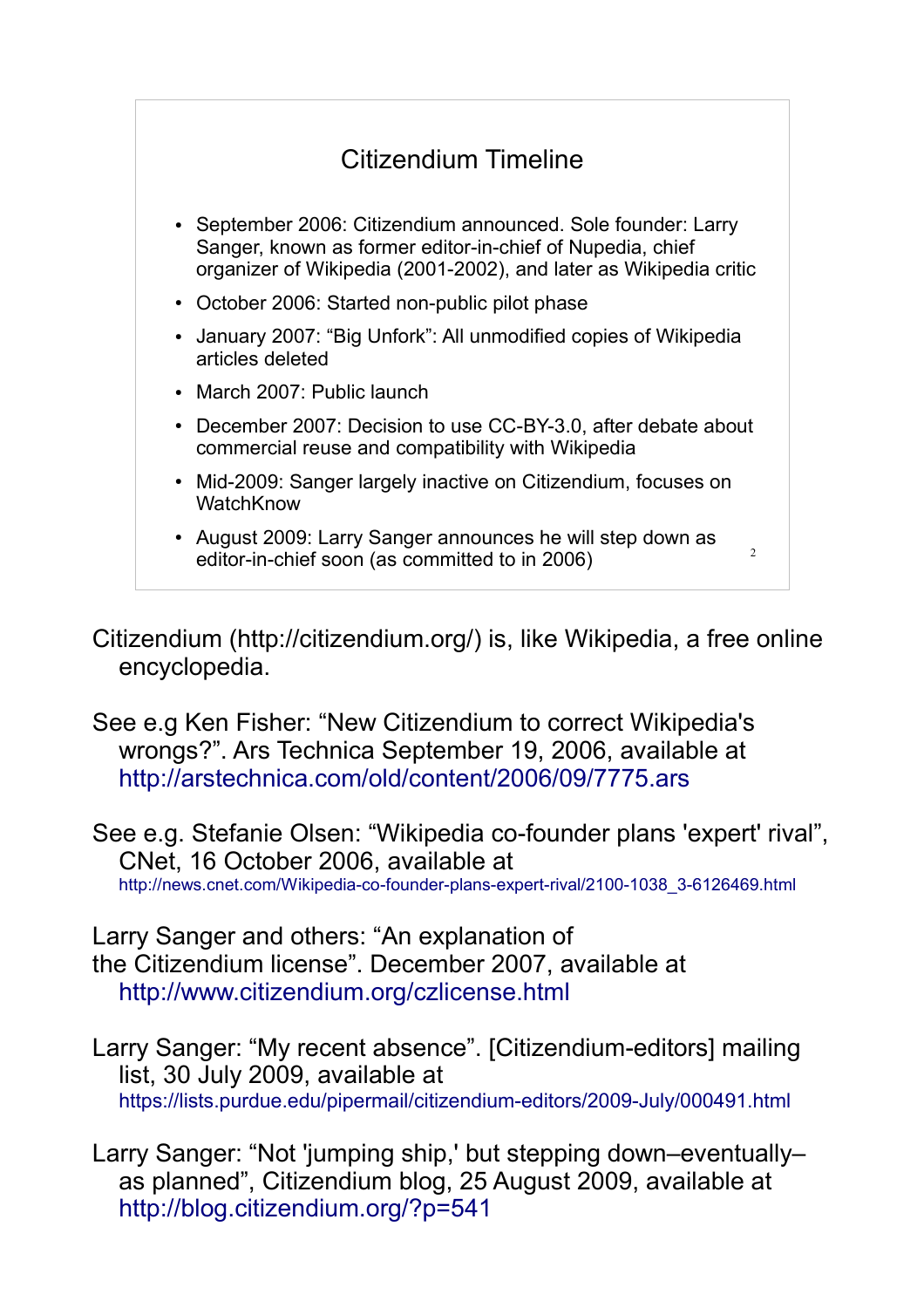## Citizendium Timeline

- September 2006: Citizendium announced. Sole founder: Larry Sanger, known as former editor-in-chief of Nupedia, chief organizer of Wikipedia (2001-2002), and later as Wikipedia critic
- October 2006: Started non-public pilot phase
- January 2007: "Big Unfork": All unmodified copies of Wikipedia articles deleted
- March 2007: Public launch
- December 2007: Decision to use CC-BY-3.0, after debate about commercial reuse and compatibility with Wikipedia
- Mid-2009: Sanger largely inactive on Citizendium, focuses on WatchKnow
- August 2009: Larry Sanger announces he will step down as editor-in-chief soon (as committed to in 2006)

Citizendium (http://citizendium.org/) is, like Wikipedia, a free online encyclopedia.

See e.g Ken Fisher: "New Citizendium to correct Wikipedia's wrongs?". Ars Technica September 19, 2006, available at http://arstechnica.com/old/content/2006/09/7775.ars

See e.g. Stefanie Olsen: "Wikipedia co-founder plans 'expert' rival", CNet, 16 October 2006, available at http://news.cnet.com/Wikipedia-co-founder-plans-expert-rival/2100-1038_3-6126469.html

Larry Sanger and others: "An explanation of the Citizendium license". December 2007, available at http://www.citizendium.org/czlicense.html

Larry Sanger: "My recent absence". [Citizendium-editors] mailing list, 30 July 2009, available at https://lists.purdue.edu/pipermail/citizendium-editors/2009-July/000491.html

Larry Sanger: "Not 'jumping ship,' but stepping down–eventually–as planned", Citizendium blog, 25 August 2009, available at http://blog.citizendium.org/?p=541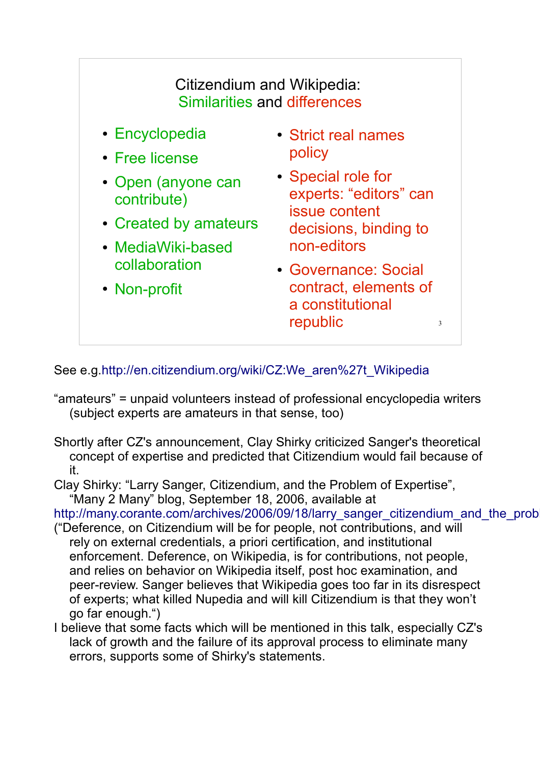## Citizendium and Wikipedia: Similarities and differences

- Encyclopedia
- Free license
- Open (anyone can contribute)
- Created by amateurs
- MediaWiki-based collaboration
- Non-profit

- Strict real names policy
- Special role for experts: “editors” can issue content decisions, binding to non-editors
- Governance: Social contract, elements of a constitutional republic

See e.g.http://en.citizendium.org/wiki/CZ:We_aren%27t_Wikipedia

“amateurs” = unpaid volunteers instead of professional encyclopedia writers (subject experts are amateurs in that sense, too)

Shortly after CZ's announcement, Clay Shirky criticized Sanger's theoretical concept of expertise and predicted that Citizendium would fail because of it.

Clay Shirky: “Larry Sanger, Citizendium, and the Problem of Expertise”, “Many 2 Many” blog, September 18, 2006, available at http://many.corante.com/archives/2006/09/18/larry_sanger_citizendium_and_the_prob

(“Deference, on Citizendium will be for people, not contributions, and will rely on external credentials, a priori certification, and institutional enforcement. Deference, on Wikipedia, is for contributions, not people, and relies on behavior on Wikipedia itself, post hoc examination, and peer-review. Sanger believes that Wikipedia goes too far in its disrespect of experts; what killed Nupedia and will kill Citizendium is that they won’t go far enough.“)

I believe that some facts which will be mentioned in this talk, especially CZ's lack of growth and the failure of its approval process to eliminate many errors, supports some of Shirky's statements.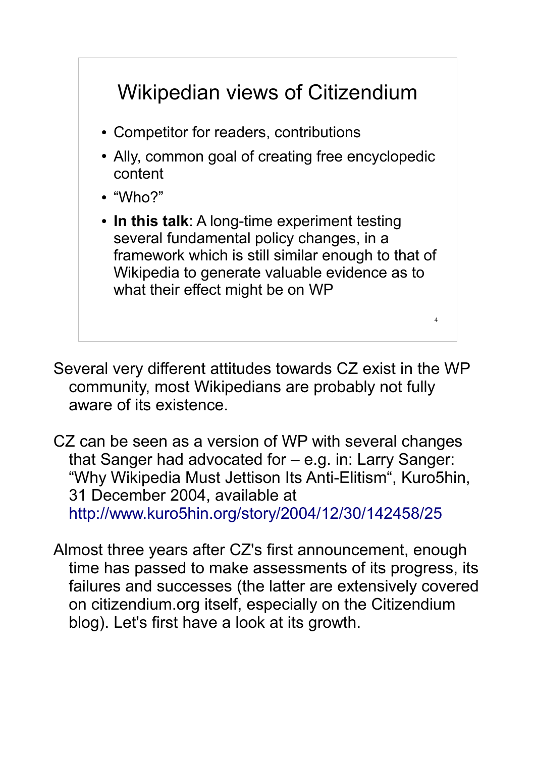## Wikipedian views of Citizendium

- Competitor for readers, contributions
- Ally, common goal of creating free encyclopedic content
- “Who?”
- **In this talk**: A long-time experiment testing several fundamental policy changes, in a framework which is still similar enough to that of Wikipedia to generate valuable evidence as to what their effect might be on WP

Several very different attitudes towards CZ exist in the WP community, most Wikipedians are probably not fully aware of its existence.

CZ can be seen as a version of WP with several changes that Sanger had advocated for – e.g. in: Larry Sanger: “Why Wikipedia Must Jettison Its Anti-Elitism“, Kuro5hin, 31 December 2004, available at http://www.kuro5hin.org/story/2004/12/30/142458/25

Almost three years after CZ's first announcement, enough time has passed to make assessments of its progress, its failures and successes (the latter are extensively covered on citizendium.org itself, especially on the Citizendium blog). Let's first have a look at its growth.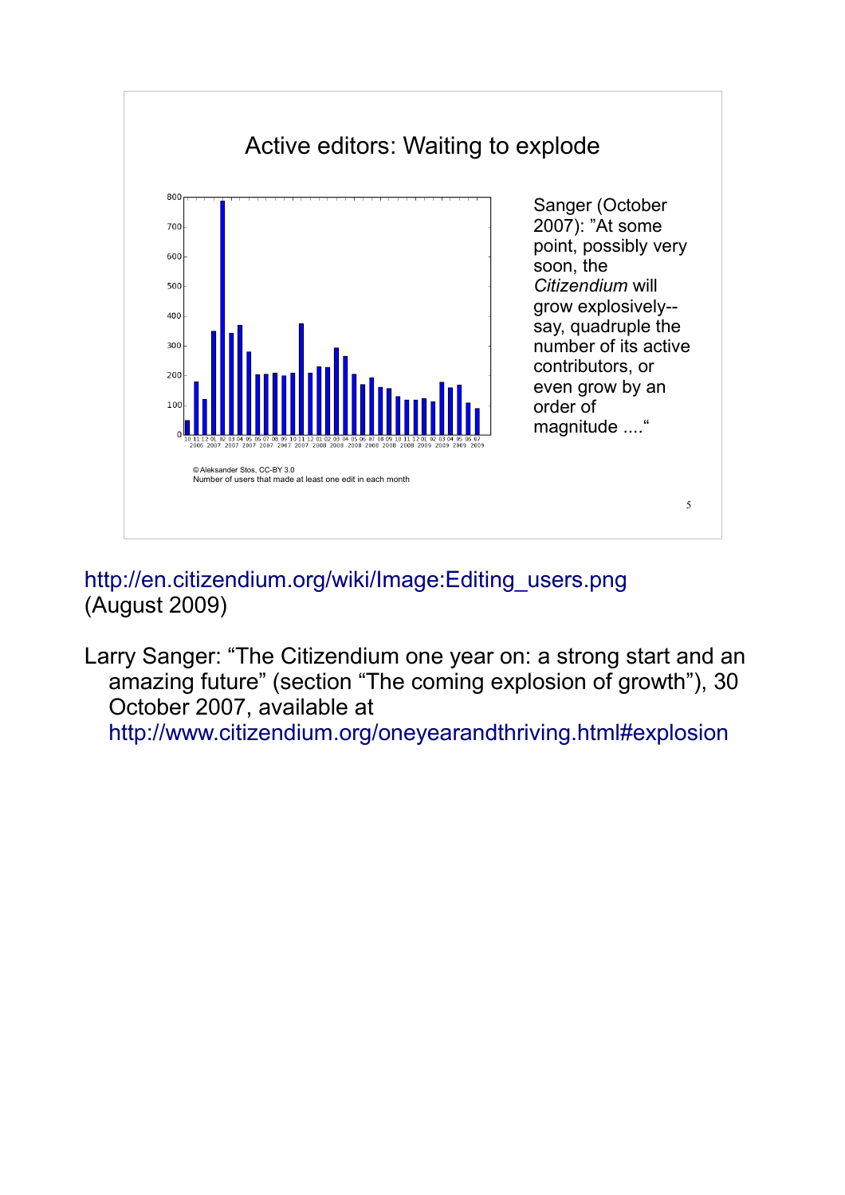## Active editors: Waiting to explode

Sanger (October 2007): "At some point, possibly very soon, the *Citizendium* will grow explosively-- say, quadruple the number of its active contributors, or even grow by an order of magnitude ...."

© Aleksander Stos, CC-BY 3.0
Number of users that made at least one edit in each month

http://en.citizendium.org/wiki/Image:Editing_users.png (August 2009)

Larry Sanger: "The Citizendium one year on: a strong start and an amazing future" (section "The coming explosion of growth"), 30 October 2007, available at http://www.citizendium.org/oneyearandthriving.html#explosion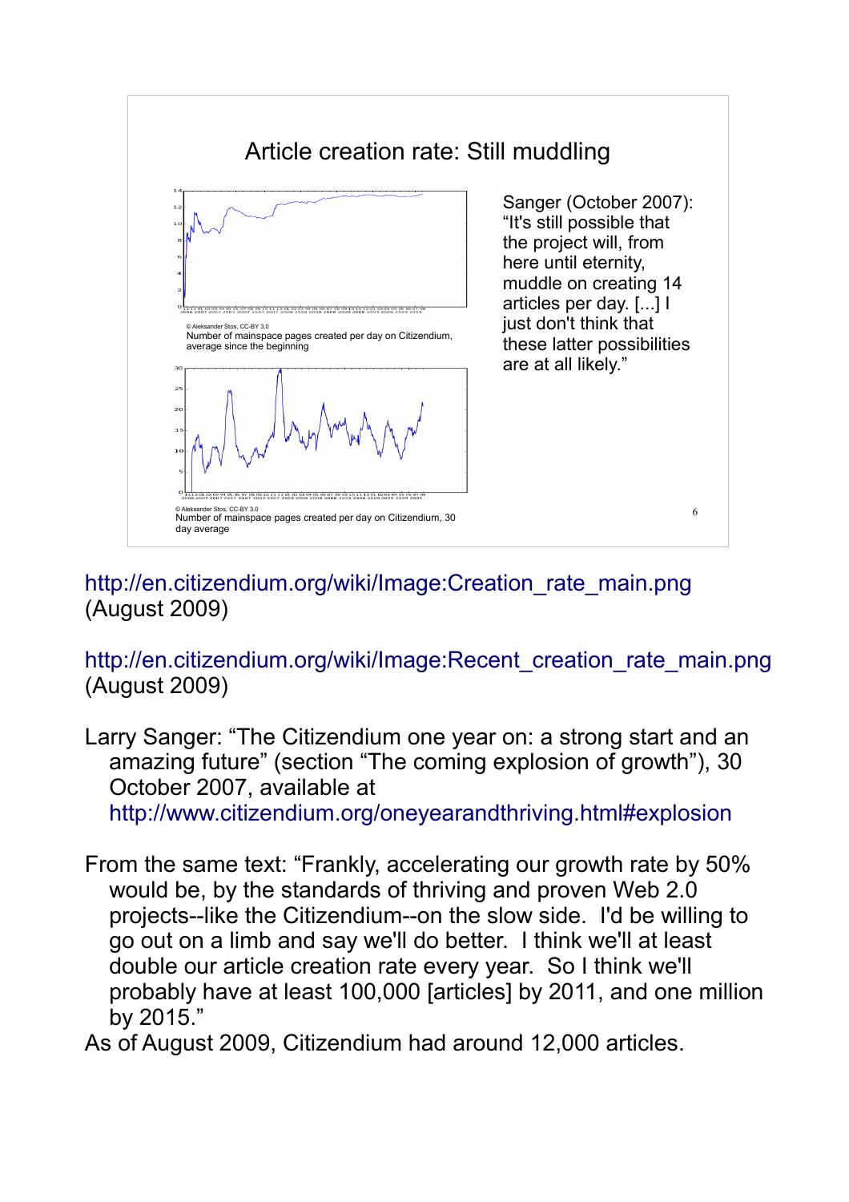## Article creation rate: Still muddling

© Aleksander Stos, CC-BY 3.0
Number of mainspace pages created per day on Citizendium, average since the beginning

© Aleksander Stos, CC-BY 3.0
Number of mainspace pages created per day on Citizendium, 30 day average

Sanger (October 2007): "It's still possible that the project will, from here until eternity, muddle on creating 14 articles per day. [...] I just don't think that these latter possibilities are at all likely."

http://en.citizendium.org/wiki/Image:Creation_rate_main.png (August 2009)

http://en.citizendium.org/wiki/Image:Recent_creation_rate_main.png (August 2009)

Larry Sanger: "The Citizendium one year on: a strong start and an amazing future" (section "The coming explosion of growth"), 30 October 2007, available at http://www.citizendium.org/oneyearandthriving.html#explosion

From the same text: "Frankly, accelerating our growth rate by 50% would be, by the standards of thriving and proven Web 2.0 projects--like the Citizendium--on the slow side. I'd be willing to go out on a limb and say we'll do better. I think we'll at least double our article creation rate every year. So I think we'll probably have at least 100,000 [articles] by 2011, and one million by 2015."

As of August 2009, Citizendium had around 12,000 articles.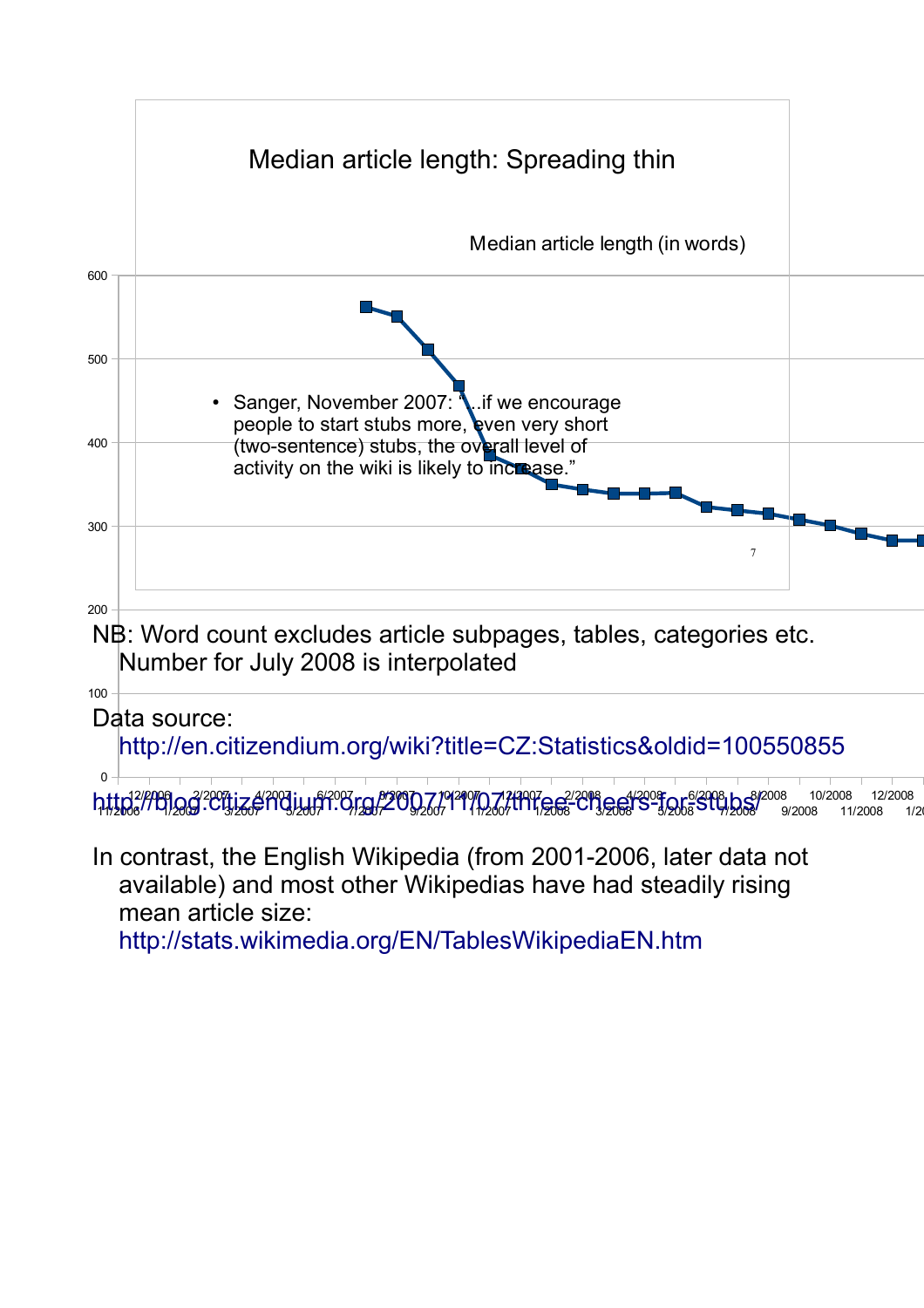# Median article length: Spreading thin

Median article length (in words)

- Sanger, November 2007: "...if we encourage people to start stubs more, even very short (two-sentence) stubs, the overall level of activity on the wiki is likely to increase."

NB: Word count excludes article subpages, tables, categories etc.
Number for July 2008 is interpolated

Data source:
http://en.citizendium.org/wiki?title=CZ:Statistics&oldid=100550855
http://blog.citizendium.org/2007/11/07/three-cheers-for-stubs/

In contrast, the English Wikipedia (from 2001-2006, later data not available) and most other Wikipedias have had steadily rising mean article size:
http://stats.wikimedia.org/EN/TablesWikipediaEN.htm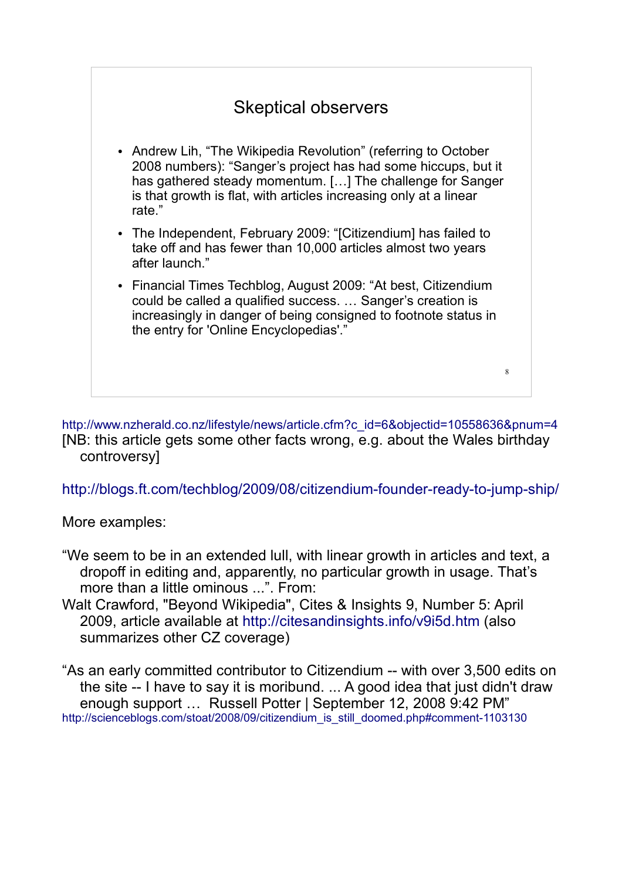## Skeptical observers

- Andrew Lih, "The Wikipedia Revolution" (referring to October 2008 numbers): "Sanger's project has had some hiccups, but it has gathered steady momentum. […] The challenge for Sanger is that growth is flat, with articles increasing only at a linear rate."
- The Independent, February 2009: "[Citizendium] has failed to take off and has fewer than 10,000 articles almost two years after launch."
- Financial Times Techblog, August 2009: "At best, Citizendium could be called a qualified success. … Sanger's creation is increasingly in danger of being consigned to footnote status in the entry for 'Online Encyclopedias'."

http://www.nzherald.co.nz/lifestyle/news/article.cfm?c_id=6&objectid=10558636&pnum=4
[NB: this article gets some other facts wrong, e.g. about the Wales birthday controversy]

http://blogs.ft.com/techblog/2009/08/citizendium-founder-ready-to-jump-ship/

More examples:

"We seem to be in an extended lull, with linear growth in articles and text, a dropoff in editing and, apparently, no particular growth in usage. That's more than a little ominous ...". From:
Walt Crawford, "Beyond Wikipedia", Cites & Insights 9, Number 5: April 2009, article available at http://citesandinsights.info/v9i5d.htm (also summarizes other CZ coverage)

"As an early committed contributor to Citizendium -- with over 3,500 edits on the site -- I have to say it is moribund. ... A good idea that just didn't draw enough support … Russell Potter | September 12, 2008 9:42 PM"
http://scienceblogs.com/stoat/2008/09/citizendium_is_still_doomed.php#comment-1103130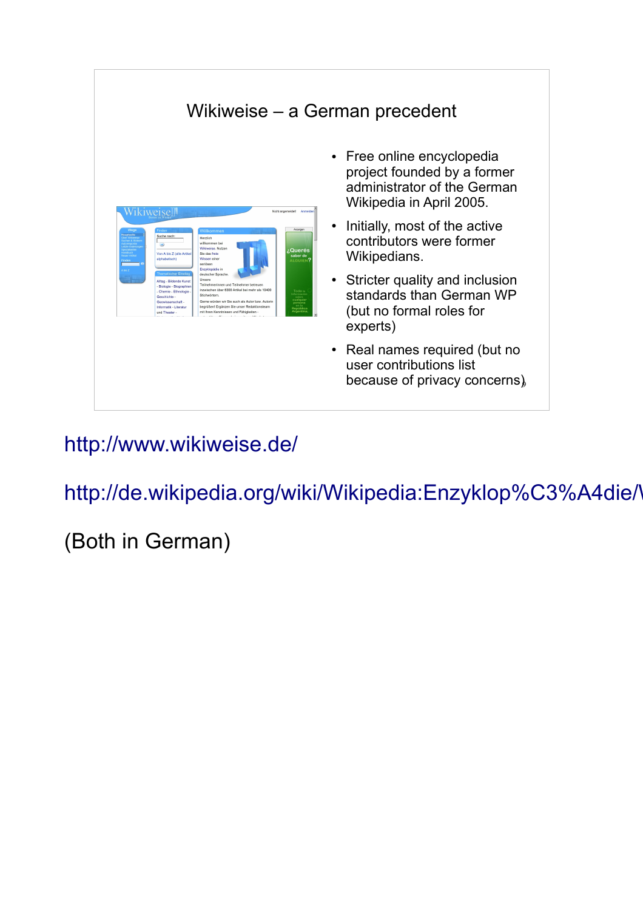## Wikiweise – a German precedent

- Free online encyclopedia project founded by a former administrator of the German Wikipedia in April 2005.
- Initially, most of the active contributors were former Wikipedians.
- Stricter quality and inclusion standards than German WP (but no formal roles for experts)
- Real names required (but no user contributions list because of privacy concerns)

http://www.wikiweise.de/

http://de.wikipedia.org/wiki/Wikipedia:Enzyklop%C3%A4die/\

(Both in German)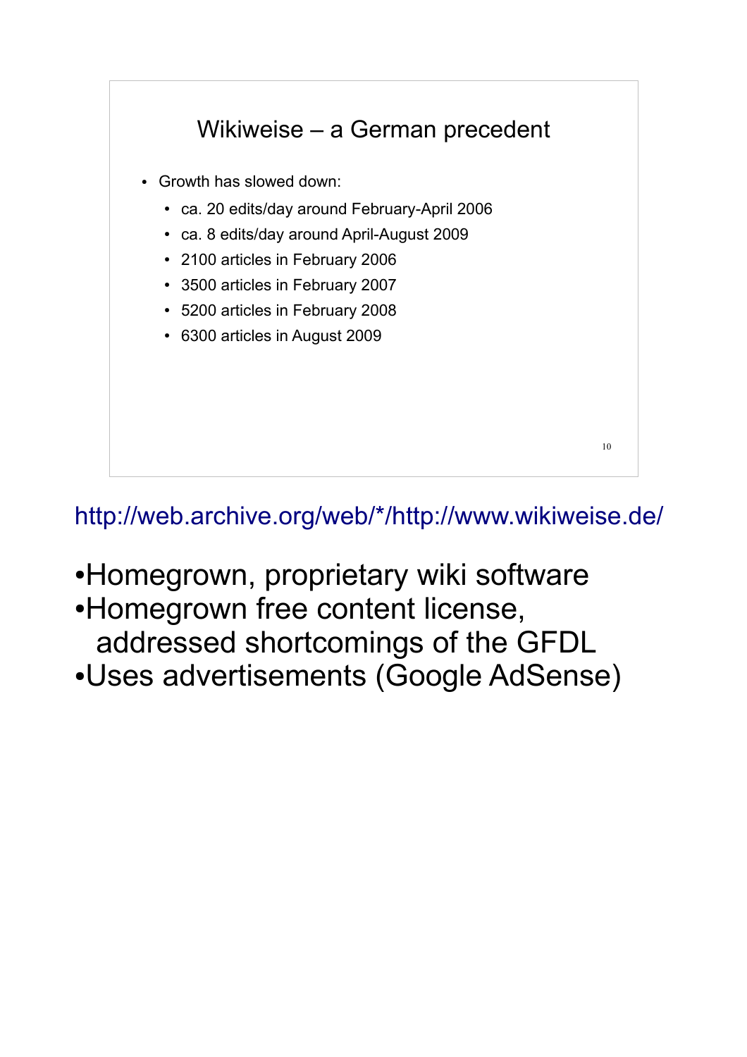## Wikiweise – a German precedent

- Growth has slowed down:
  - ca. 20 edits/day around February-April 2006
  - ca. 8 edits/day around April-August 2009
  - 2100 articles in February 2006
  - 3500 articles in February 2007
  - 5200 articles in February 2008
  - 6300 articles in August 2009

http://web.archive.org/web/*/http://www.wikiweise.de/

- Homegrown, proprietary wiki software
- Homegrown free content license, addressed shortcomings of the GFDL
- Uses advertisements (Google AdSense)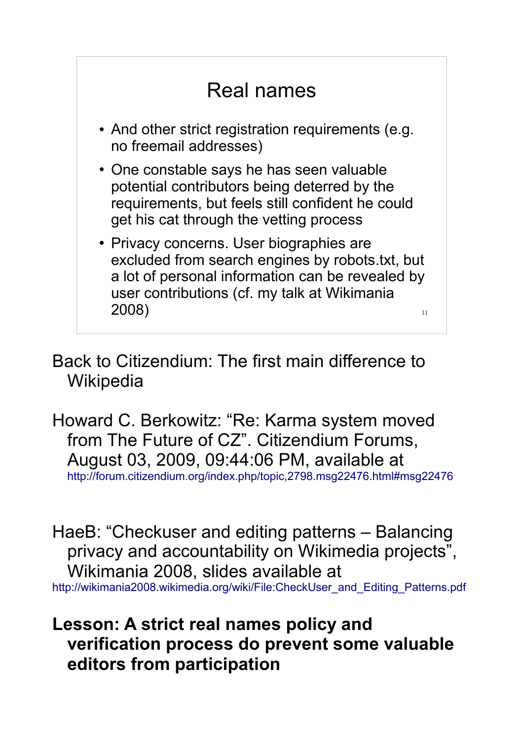## Real names

- And other strict registration requirements (e.g. no freemail addresses)
- One constable says he has seen valuable potential contributors being deterred by the requirements, but feels still confident he could get his cat through the vetting process
- Privacy concerns. User biographies are excluded from search engines by robots.txt, but a lot of personal information can be revealed by user contributions (cf. my talk at Wikimania 2008)

Back to Citizendium: The first main difference to Wikipedia

Howard C. Berkowitz: “Re: Karma system moved from The Future of CZ”. Citizendium Forums, August 03, 2009, 09:44:06 PM, available at http://forum.citizendium.org/index.php/topic,2798.msg22476.html#msg22476

HaeB: “Checkuser and editing patterns – Balancing privacy and accountability on Wikimedia projects”, Wikimania 2008, slides available at http://wikimania2008.wikimedia.org/wiki/File:CheckUser_and_Editing_Patterns.pdf

**Lesson: A strict real names policy and verification process do prevent some valuable editors from participation**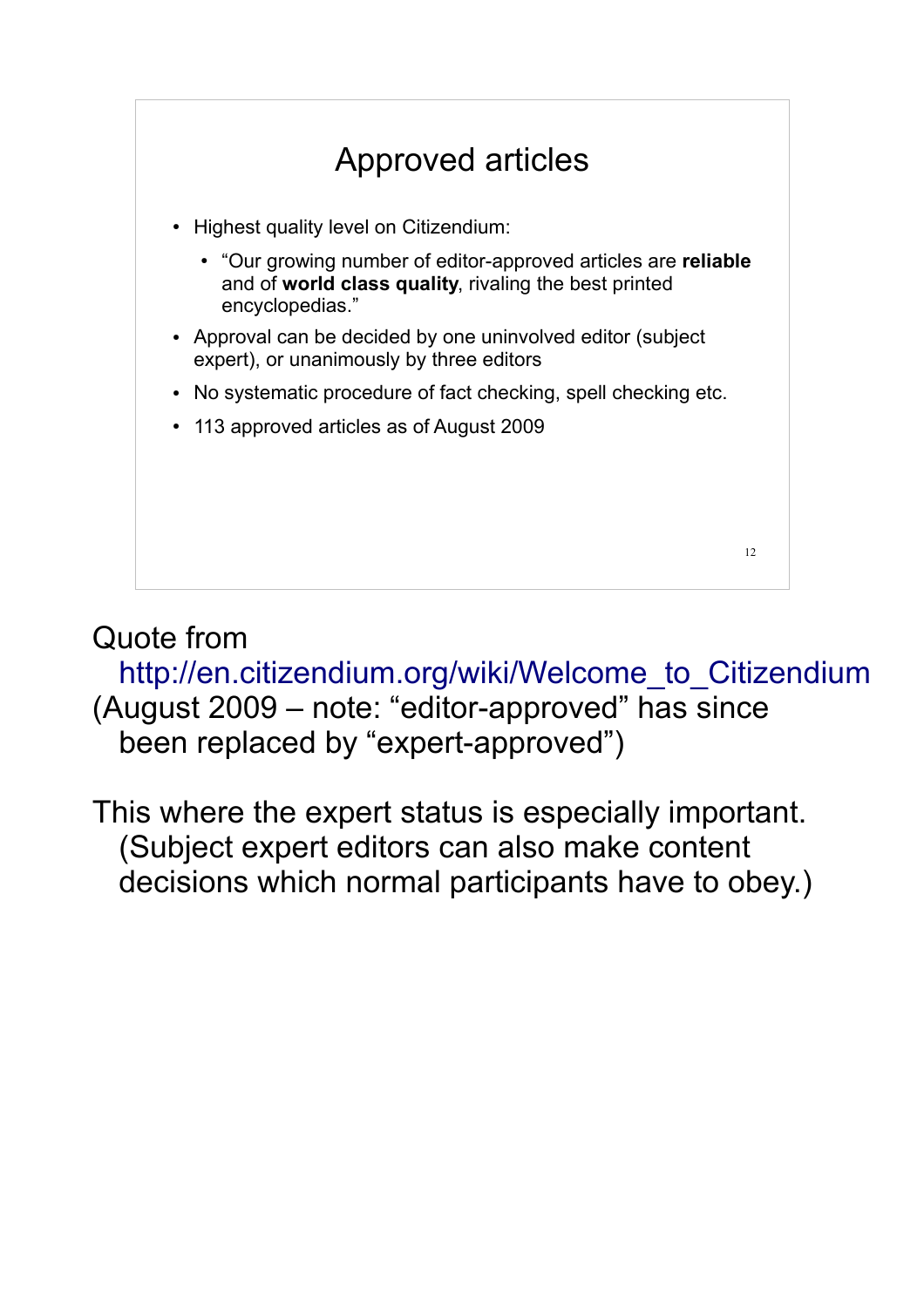## Approved articles

- Highest quality level on Citizendium:
  - “Our growing number of editor-approved articles are **reliable** and of **world class quality**, rivaling the best printed encyclopedias.”
- Approval can be decided by one uninvolved editor (subject expert), or unanimously by three editors
- No systematic procedure of fact checking, spell checking etc.
- 113 approved articles as of August 2009

Quote from http://en.citizendium.org/wiki/Welcome_to_Citizendium (August 2009 – note: “editor-approved” has since been replaced by “expert-approved”)

This where the expert status is especially important. (Subject expert editors can also make content decisions which normal participants have to obey.)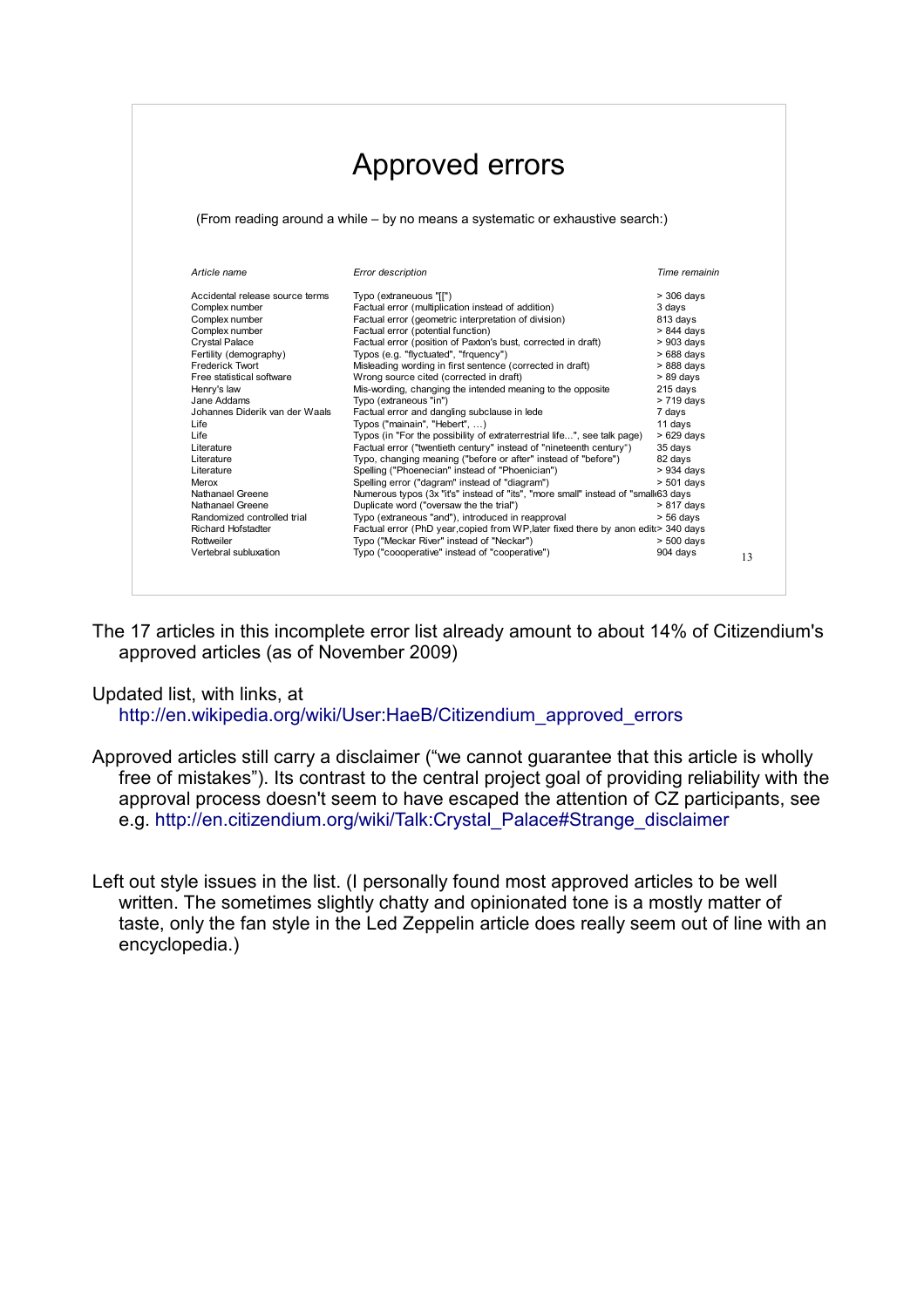# Approved errors

(From reading around a while – by no means a systematic or exhaustive search:)

| *Article name* | *Error description* | *Time remainin* |
|---|---|---|
| Accidental release source terms | Typo (extraneous "[[") | > 306 days |
| Complex number | Factual error (multiplication instead of addition) | 3 days |
| Complex number | Factual error (geometric interpretation of division) | 813 days |
| Complex number | Factual error (potential function) | > 844 days |
| Crystal Palace | Factual error (position of Paxton's bust, corrected in draft) | > 903 days |
| Fertility (demography) | Typos (e.g. "flyctuated", "frquency") | > 688 days |
| Frederick Twort | Misleading wording in first sentence (corrected in draft) | > 888 days |
| Free statistical software | Wrong source cited (corrected in draft) | > 89 days |
| Henry's law | Mis-wording, changing the intended meaning to the opposite | 215 days |
| Jane Addams | Typo (extraneous "in") | > 719 days |
| Johannes Diderik van der Waals | Factual error and dangling subclause in lede | 7 days |
| Life | Typos ("mainain", "Hebert", ...) | 11 days |
| Life | Typos (in "For the possibility of extraterrestrial life...", see talk page) | > 629 days |
| Literature | Factual error ("twentieth century" instead of "nineteenth century") | 35 days |
| Literature | Typo, changing meaning ("before or after" instead of "before") | 82 days |
| Literature | Spelling ("Phoenecian" instead of "Phoenician") | > 934 days |
| Merox | Spelling error ("dagram" instead of "diagram") | > 501 days |
| Nathanael Greene | Numerous typos (3x "it's" instead of "its", "more small" instead of "small | 63 days |
| Nathanael Greene | Duplicate word ("oversaw the the trial") | > 817 days |
| Randomized controlled trial | Typo (extraneous "and"), introduced in reapproval | > 56 days |
| Richard Hofstadter | Factual error (PhD year,copied from WP,later fixed there by anon edit | > 340 days |
| Rottweiler | Typo ("Meckar River" instead of "Neckar") | > 500 days |
| Vertebral subluxation | Typo ("coooperative" instead of "cooperative") | 904 days |

The 17 articles in this incomplete error list already amount to about 14% of Citizendium's approved articles (as of November 2009)

Updated list, with links, at http://en.wikipedia.org/wiki/User:HaeB/Citizendium_approved_errors

Approved articles still carry a disclaimer ("we cannot guarantee that this article is wholly free of mistakes"). Its contrast to the central project goal of providing reliability with the approval process doesn't seem to have escaped the attention of CZ participants, see e.g. http://en.citizendium.org/wiki/Talk:Crystal_Palace#Strange_disclaimer

Left out style issues in the list. (I personally found most approved articles to be well written. The sometimes slightly chatty and opinionated tone is a mostly matter of taste, only the fan style in the Led Zeppelin article does really seem out of line with an encyclopedia.)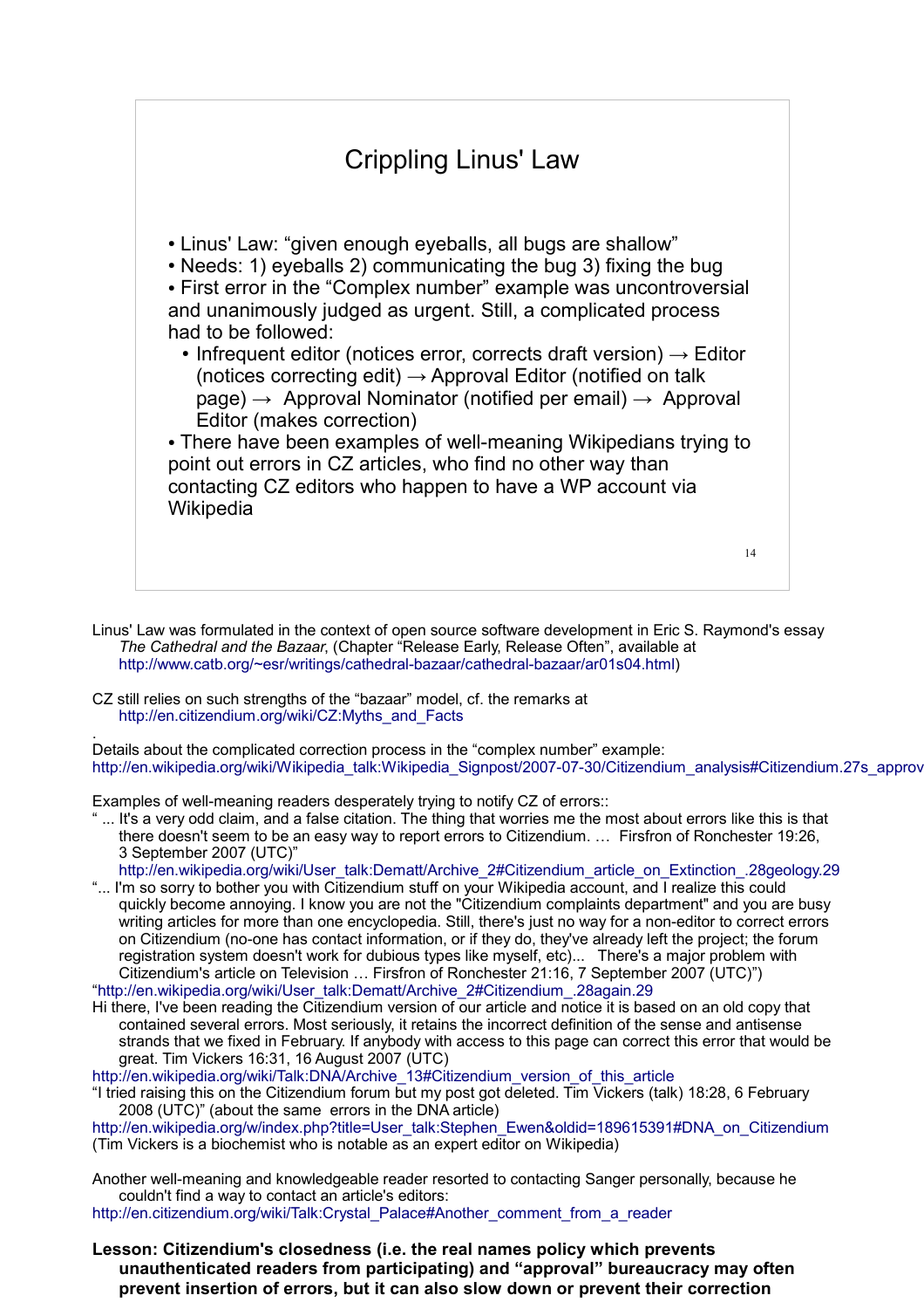## Crippling Linus' Law

- Linus' Law: "given enough eyeballs, all bugs are shallow"
- Needs: 1) eyeballs 2) communicating the bug 3) fixing the bug
- First error in the "Complex number" example was uncontroversial and unanimously judged as urgent. Still, a complicated process had to be followed:
  - Infrequent editor (notices error, corrects draft version) → Editor (notices correcting edit) → Approval Editor (notified on talk page) → Approval Nominator (notified per email) → Approval Editor (makes correction)
- There have been examples of well-meaning Wikipedians trying to point out errors in CZ articles, who find no other way than contacting CZ editors who happen to have a WP account via Wikipedia

Linus' Law was formulated in the context of open source software development in Eric S. Raymond's essay *The Cathedral and the Bazaar*, (Chapter "Release Early, Release Often", available at http://www.catb.org/~esr/writings/cathedral-bazaar/cathedral-bazaar/ar01s04.html)

CZ still relies on such strengths of the "bazaar" model, cf. the remarks at http://en.citizendium.org/wiki/CZ:Myths_and_Facts

.
Details about the complicated correction process in the "complex number" example:
http://en.wikipedia.org/wiki/Wikipedia_talk:Wikipedia_Signpost/2007-07-30/Citizendium_analysis#Citizendium.27s_approv

Examples of well-meaning readers desperately trying to notify CZ of errors::

" ... It's a very odd claim, and a false citation. The thing that worries me the most about errors like this is that there doesn't seem to be an easy way to report errors to Citizendium. … Firsfron of Ronchester 19:26, 3 September 2007 (UTC)"
http://en.wikipedia.org/wiki/User_talk:Dematt/Archive_2#Citizendium_article_on_Extinction_.28geology.29

"... I'm so sorry to bother you with Citizendium stuff on your Wikipedia account, and I realize this could quickly become annoying. I know you are not the "Citizendium complaints department" and you are busy writing articles for more than one encyclopedia. Still, there's just no way for a non-editor to correct errors on Citizendium (no-one has contact information, or if they do, they've already left the project; the forum registration system doesn't work for dubious types like myself, etc)... There's a major problem with Citizendium's article on Television … Firsfron of Ronchester 21:16, 7 September 2007 (UTC)")
"http://en.wikipedia.org/wiki/User_talk:Dematt/Archive_2#Citizendium_.28again.29

Hi there, I've been reading the Citizendium version of our article and notice it is based on an old copy that contained several errors. Most seriously, it retains the incorrect definition of the sense and antisense strands that we fixed in February. If anybody with access to this page can correct this error that would be great. Tim Vickers 16:31, 16 August 2007 (UTC)
http://en.wikipedia.org/wiki/Talk:DNA/Archive_13#Citizendium_version_of_this_article

"I tried raising this on the Citizendium forum but my post got deleted. Tim Vickers (talk) 18:28, 6 February 2008 (UTC)" (about the same errors in the DNA article)
http://en.wikipedia.org/w/index.php?title=User_talk:Stephen_Ewen&oldid=189615391#DNA_on_Citizendium
(Tim Vickers is a biochemist who is notable as an expert editor on Wikipedia)

Another well-meaning and knowledgeable reader resorted to contacting Sanger personally, because he couldn't find a way to contact an article's editors:
http://en.citizendium.org/wiki/Talk:Crystal_Palace#Another_comment_from_a_reader

**Lesson: Citizendium's closedness (i.e. the real names policy which prevents unauthenticated readers from participating) and "approval" bureaucracy may often prevent insertion of errors, but it can also slow down or prevent their correction**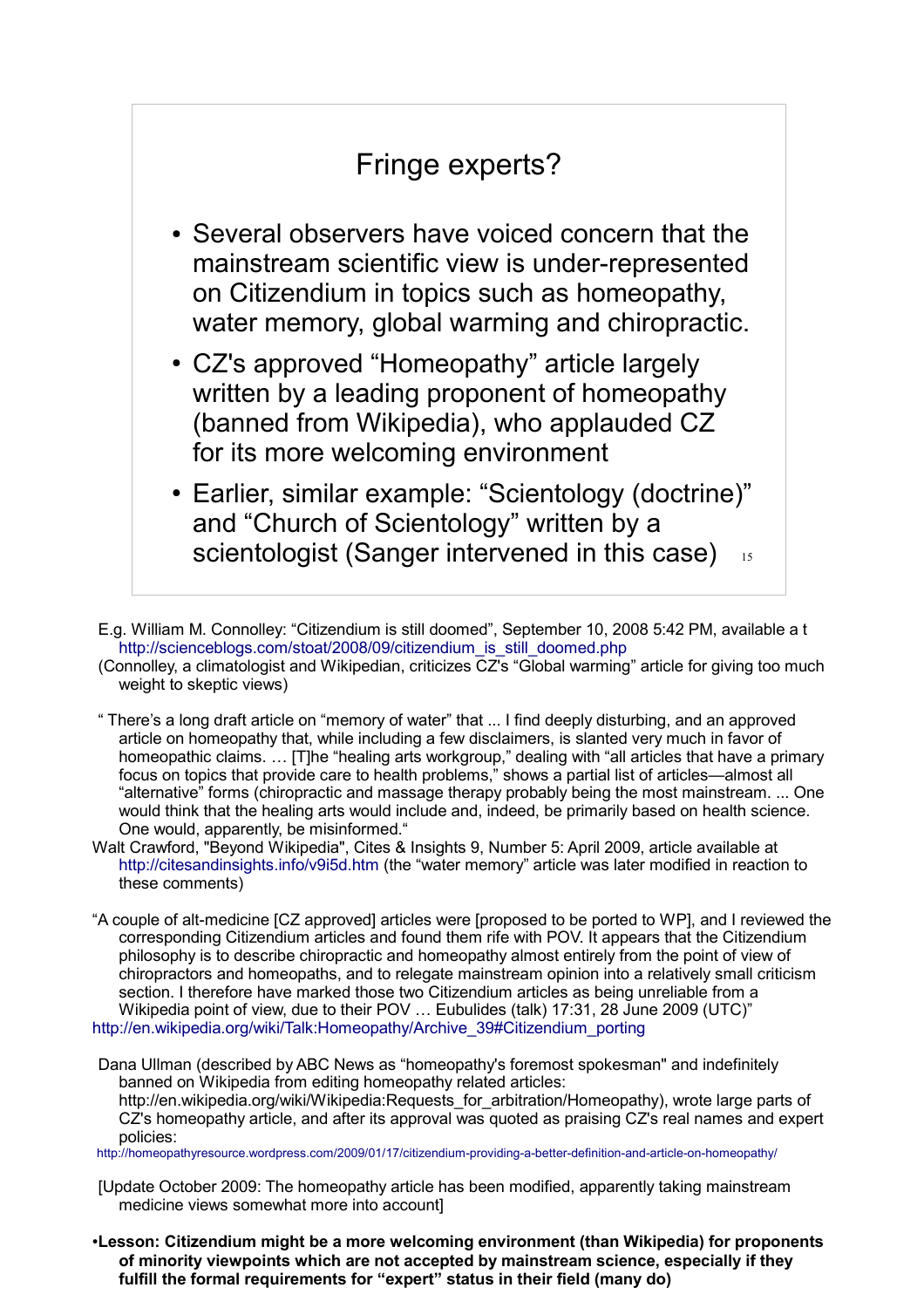## Fringe experts?

- Several observers have voiced concern that the mainstream scientific view is under-represented on Citizendium in topics such as homeopathy, water memory, global warming and chiropractic.
- CZ's approved "Homeopathy" article largely written by a leading proponent of homeopathy (banned from Wikipedia), who applauded CZ for its more welcoming environment
- Earlier, similar example: "Scientology (doctrine)" and "Church of Scientology" written by a scientologist (Sanger intervened in this case)

E.g. William M. Connolley: "Citizendium is still doomed", September 10, 2008 5:42 PM, available a t http://scienceblogs.com/stoat/2008/09/citizendium_is_still_doomed.php
(Connolley, a climatologist and Wikipedian, criticizes CZ's "Global warming" article for giving too much weight to skeptic views)

" There's a long draft article on "memory of water" that ... I find deeply disturbing, and an approved article on homeopathy that, while including a few disclaimers, is slanted very much in favor of homeopathic claims. … [T]he "healing arts workgroup," dealing with "all articles that have a primary focus on topics that provide care to health problems," shows a partial list of articles—almost all "alternative" forms (chiropractic and massage therapy probably being the most mainstream. ... One would think that the healing arts would include and, indeed, be primarily based on health science. One would, apparently, be misinformed."
Walt Crawford, "Beyond Wikipedia", Cites & Insights 9, Number 5: April 2009, article available at http://citesandinsights.info/v9i5d.htm (the "water memory" article was later modified in reaction to these comments)

"A couple of alt-medicine [CZ approved] articles were [proposed to be ported to WP], and I reviewed the corresponding Citizendium articles and found them rife with POV. It appears that the Citizendium philosophy is to describe chiropractic and homeopathy almost entirely from the point of view of chiropractors and homeopaths, and to relegate mainstream opinion into a relatively small criticism section. I therefore have marked those two Citizendium articles as being unreliable from a Wikipedia point of view, due to their POV … Eubulides (talk) 17:31, 28 June 2009 (UTC)"
http://en.wikipedia.org/wiki/Talk:Homeopathy/Archive_39#Citizendium_porting

Dana Ullman (described by ABC News as "homeopathy's foremost spokesman" and indefinitely banned on Wikipedia from editing homeopathy related articles: http://en.wikipedia.org/wiki/Wikipedia:Requests_for_arbitration/Homeopathy), wrote large parts of CZ's homeopathy article, and after its approval was quoted as praising CZ's real names and expert policies:
http://homeopathyresource.wordpress.com/2009/01/17/citizendium-providing-a-better-definition-and-article-on-homeopathy/

[Update October 2009: The homeopathy article has been modified, apparently taking mainstream medicine views somewhat more into account]

- **Lesson: Citizendium might be a more welcoming environment (than Wikipedia) for proponents of minority viewpoints which are not accepted by mainstream science, especially if they fulfill the formal requirements for "expert" status in their field (many do)**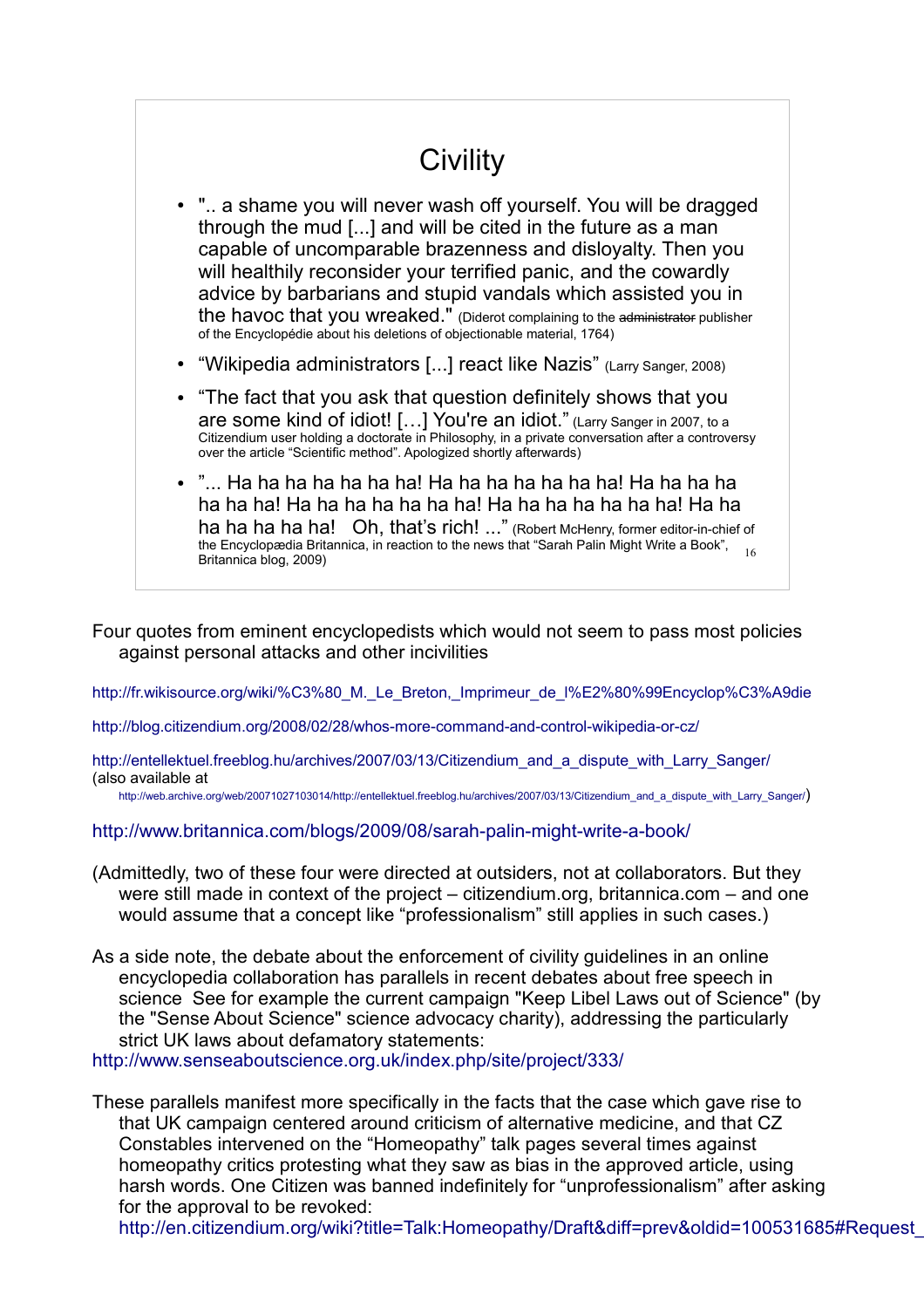## Civility

- ".. a shame you will never wash off yourself. You will be dragged through the mud [...] and will be cited in the future as a man capable of uncomparable brazenness and disloyalty. Then you will healthily reconsider your terrified panic, and the cowardly advice by barbarians and stupid vandals which assisted you in the havoc that you wreaked." (Diderot complaining to the ~~administrator~~ publisher of the Encyclopédie about his deletions of objectionable material, 1764)
- "Wikipedia administrators [...] react like Nazis" (Larry Sanger, 2008)
- "The fact that you ask that question definitely shows that you are some kind of idiot! […] You're an idiot." (Larry Sanger in 2007, to a Citizendium user holding a doctorate in Philosophy, in a private conversation after a controversy over the article "Scientific method". Apologized shortly afterwards)
- "... Ha ha ha ha ha ha ha! Ha ha ha ha ha ha ha! Ha ha ha ha ha ha ha! Ha ha ha ha ha ha ha! Ha ha ha ha ha ha ha! Ha ha ha ha ha ha ha! Oh, that's rich! ..." (Robert McHenry, former editor-in-chief of the Encyclopædia Britannica, in reaction to the news that "Sarah Palin Might Write a Book", Britannica blog, 2009)

Four quotes from eminent encyclopedists which would not seem to pass most policies against personal attacks and other incivilities

http://fr.wikisource.org/wiki/%C3%80_M._Le_Breton,_Imprimeur_de_l%E2%80%99Encyclop%C3%A9die

http://blog.citizendium.org/2008/02/28/whos-more-command-and-control-wikipedia-or-cz/

http://entellektuel.freeblog.hu/archives/2007/03/13/Citizendium_and_a_dispute_with_Larry_Sanger/ (also available at http://web.archive.org/web/20071027103014/http://entellektuel.freeblog.hu/archives/2007/03/13/Citizendium_and_a_dispute_with_Larry_Sanger/)

http://www.britannica.com/blogs/2009/08/sarah-palin-might-write-a-book/

(Admittedly, two of these four were directed at outsiders, not at collaborators. But they were still made in context of the project – citizendium.org, britannica.com – and one would assume that a concept like "professionalism" still applies in such cases.)

As a side note, the debate about the enforcement of civility guidelines in an online encyclopedia collaboration has parallels in recent debates about free speech in science See for example the current campaign "Keep Libel Laws out of Science" (by the "Sense About Science" science advocacy charity), addressing the particularly strict UK laws about defamatory statements:
http://www.senseaboutscience.org.uk/index.php/site/project/333/

These parallels manifest more specifically in the facts that the case which gave rise to that UK campaign centered around criticism of alternative medicine, and that CZ Constables intervened on the "Homeopathy" talk pages several times against homeopathy critics protesting what they saw as bias in the approved article, using harsh words. One Citizen was banned indefinitely for "unprofessionalism" after asking for the approval to be revoked:
http://en.citizendium.org/wiki?title=Talk:Homeopathy/Draft&diff=prev&oldid=100531685#Request_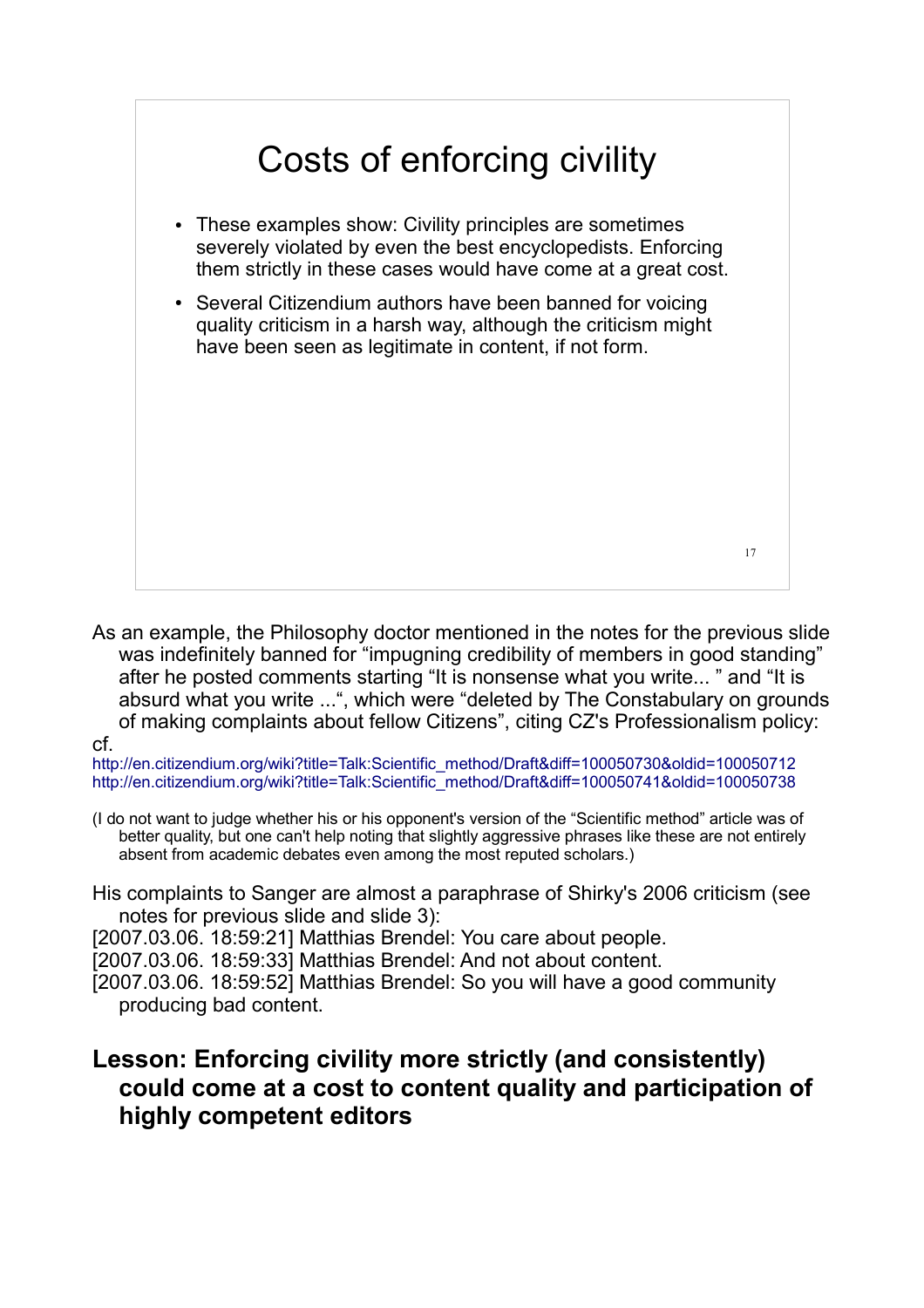# Costs of enforcing civility

- These examples show: Civility principles are sometimes severely violated by even the best encyclopedists. Enforcing them strictly in these cases would have come at a great cost.
- Several Citizendium authors have been banned for voicing quality criticism in a harsh way, although the criticism might have been seen as legitimate in content, if not form.

As an example, the Philosophy doctor mentioned in the notes for the previous slide was indefinitely banned for "impugning credibility of members in good standing" after he posted comments starting "It is nonsense what you write... " and "It is absurd what you write ...", which were "deleted by The Constabulary on grounds of making complaints about fellow Citizens", citing CZ's Professionalism policy:

cf.
http://en.citizendium.org/wiki?title=Talk:Scientific_method/Draft&diff=100050730&oldid=100050712
http://en.citizendium.org/wiki?title=Talk:Scientific_method/Draft&diff=100050741&oldid=100050738

(I do not want to judge whether his or his opponent's version of the "Scientific method" article was of better quality, but one can't help noting that slightly aggressive phrases like these are not entirely absent from academic debates even among the most reputed scholars.)

His complaints to Sanger are almost a paraphrase of Shirky's 2006 criticism (see notes for previous slide and slide 3):

[2007.03.06. 18:59:21] Matthias Brendel: You care about people.
[2007.03.06. 18:59:33] Matthias Brendel: And not about content.
[2007.03.06. 18:59:52] Matthias Brendel: So you will have a good community producing bad content.

**Lesson: Enforcing civility more strictly (and consistently) could come at a cost to content quality and participation of highly competent editors**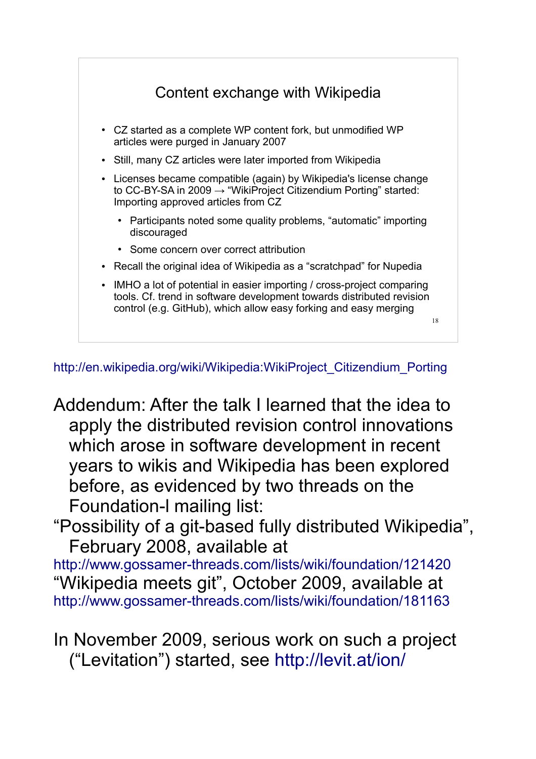## Content exchange with Wikipedia

- CZ started as a complete WP content fork, but unmodified WP articles were purged in January 2007
- Still, many CZ articles were later imported from Wikipedia
- Licenses became compatible (again) by Wikipedia's license change to CC-BY-SA in 2009 → “WikiProject Citizendium Porting” started: Importing approved articles from CZ
  - Participants noted some quality problems, “automatic” importing discouraged
  - Some concern over correct attribution
- Recall the original idea of Wikipedia as a “scratchpad” for Nupedia
- IMHO a lot of potential in easier importing / cross-project comparing tools. Cf. trend in software development towards distributed revision control (e.g. GitHub), which allow easy forking and easy merging

http://en.wikipedia.org/wiki/Wikipedia:WikiProject_Citizendium_Porting

Addendum: After the talk I learned that the idea to apply the distributed revision control innovations which arose in software development in recent years to wikis and Wikipedia has been explored before, as evidenced by two threads on the Foundation-l mailing list:

“Possibility of a git-based fully distributed Wikipedia”, February 2008, available at
http://www.gossamer-threads.com/lists/wiki/foundation/121420

“Wikipedia meets git”, October 2009, available at
http://www.gossamer-threads.com/lists/wiki/foundation/181163

In November 2009, serious work on such a project (“Levitation”) started, see http://levit.at/ion/